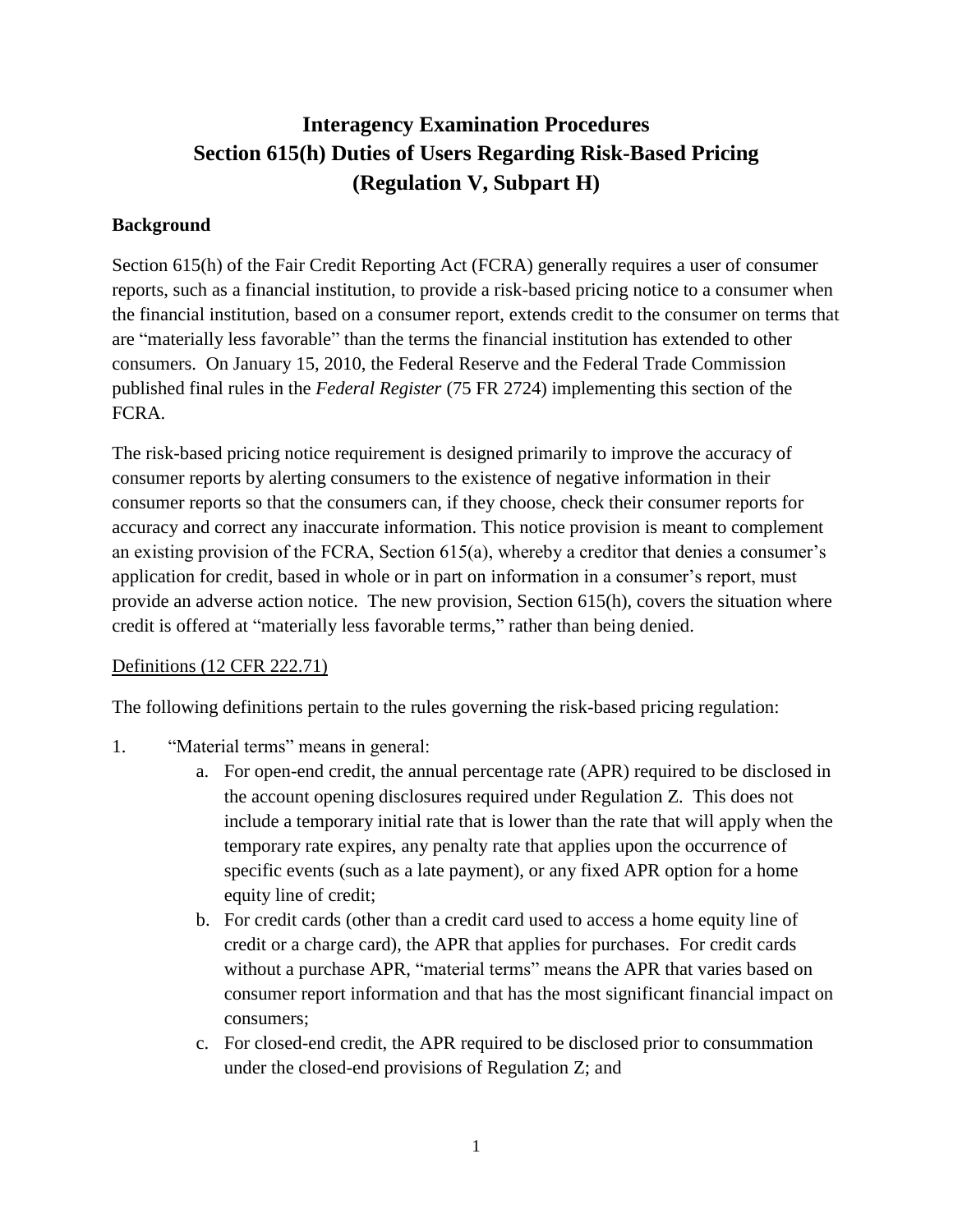# Interagency Examination Procedures
# Section 615(h) Duties of Users Regarding Risk-Based Pricing
# (Regulation V, Subpart H)

## Background

Section 615(h) of the Fair Credit Reporting Act (FCRA) generally requires a user of consumer reports, such as a financial institution, to provide a risk-based pricing notice to a consumer when the financial institution, based on a consumer report, extends credit to the consumer on terms that are "materially less favorable" than the terms the financial institution has extended to other consumers. On January 15, 2010, the Federal Reserve and the Federal Trade Commission published final rules in the *Federal Register* (75 FR 2724) implementing this section of the FCRA.

The risk-based pricing notice requirement is designed primarily to improve the accuracy of consumer reports by alerting consumers to the existence of negative information in their consumer reports so that the consumers can, if they choose, check their consumer reports for accuracy and correct any inaccurate information. This notice provision is meant to complement an existing provision of the FCRA, Section 615(a), whereby a creditor that denies a consumer's application for credit, based in whole or in part on information in a consumer's report, must provide an adverse action notice. The new provision, Section 615(h), covers the situation where credit is offered at "materially less favorable terms," rather than being denied.

<u>Definitions (12 CFR 222.71)</u>

The following definitions pertain to the rules governing the risk-based pricing regulation:

1. "Material terms" means in general:
   a. For open-end credit, the annual percentage rate (APR) required to be disclosed in the account opening disclosures required under Regulation Z. This does not include a temporary initial rate that is lower than the rate that will apply when the temporary rate expires, any penalty rate that applies upon the occurrence of specific events (such as a late payment), or any fixed APR option for a home equity line of credit;
   b. For credit cards (other than a credit card used to access a home equity line of credit or a charge card), the APR that applies for purchases. For credit cards without a purchase APR, "material terms" means the APR that varies based on consumer report information and that has the most significant financial impact on consumers;
   c. For closed-end credit, the APR required to be disclosed prior to consummation under the closed-end provisions of Regulation Z; and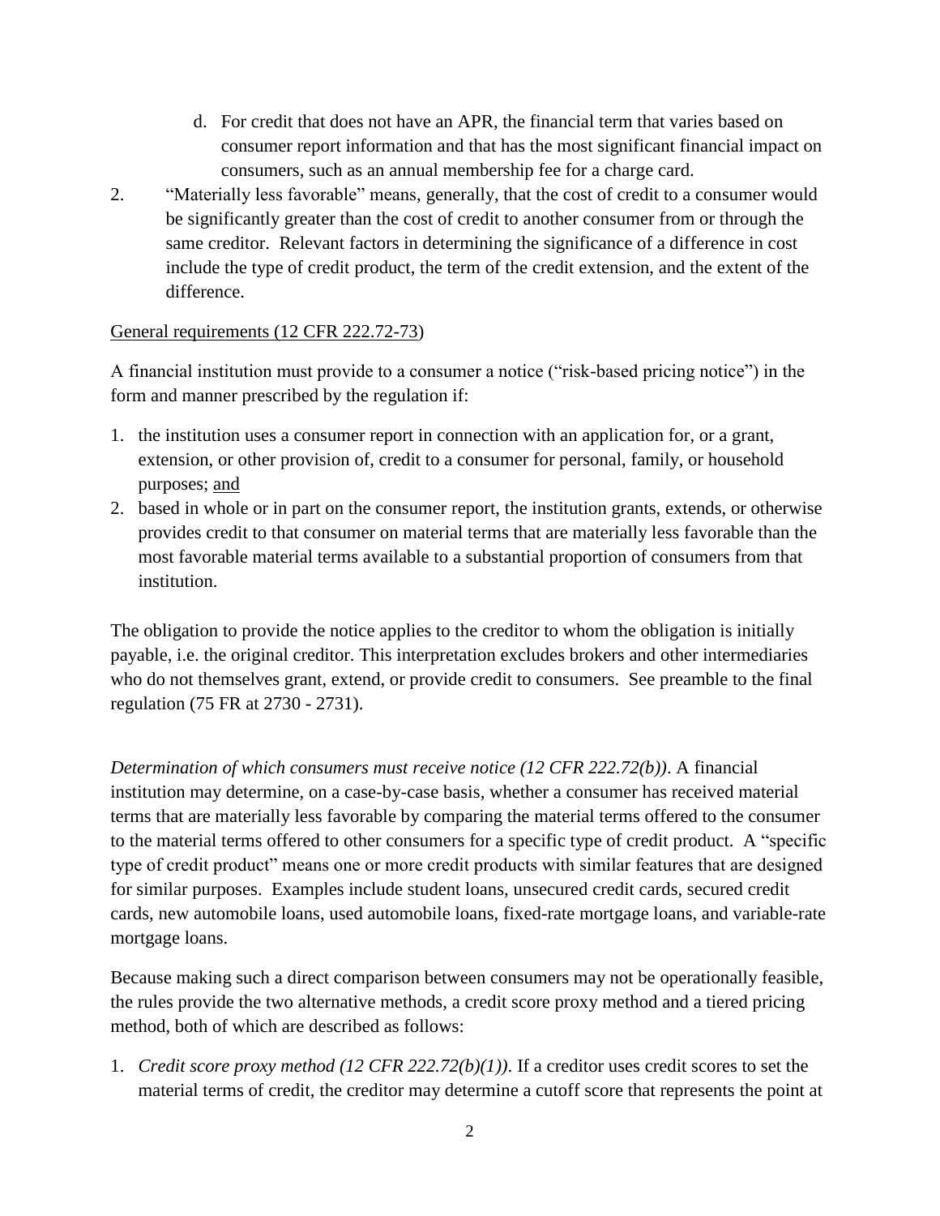d. For credit that does not have an APR, the financial term that varies based on consumer report information and that has the most significant financial impact on consumers, such as an annual membership fee for a charge card.

2. "Materially less favorable" means, generally, that the cost of credit to a consumer would be significantly greater than the cost of credit to another consumer from or through the same creditor. Relevant factors in determining the significance of a difference in cost include the type of credit product, the term of the credit extension, and the extent of the difference.

General requirements (12 CFR 222.72-73)

A financial institution must provide to a consumer a notice ("risk-based pricing notice") in the form and manner prescribed by the regulation if:

1. the institution uses a consumer report in connection with an application for, or a grant, extension, or other provision of, credit to a consumer for personal, family, or household purposes; and
2. based in whole or in part on the consumer report, the institution grants, extends, or otherwise provides credit to that consumer on material terms that are materially less favorable than the most favorable material terms available to a substantial proportion of consumers from that institution.

The obligation to provide the notice applies to the creditor to whom the obligation is initially payable, i.e. the original creditor. This interpretation excludes brokers and other intermediaries who do not themselves grant, extend, or provide credit to consumers. See preamble to the final regulation (75 FR at 2730 - 2731).

*Determination of which consumers must receive notice (12 CFR 222.72(b))*. A financial institution may determine, on a case-by-case basis, whether a consumer has received material terms that are materially less favorable by comparing the material terms offered to the consumer to the material terms offered to other consumers for a specific type of credit product. A "specific type of credit product" means one or more credit products with similar features that are designed for similar purposes. Examples include student loans, unsecured credit cards, secured credit cards, new automobile loans, used automobile loans, fixed-rate mortgage loans, and variable-rate mortgage loans.

Because making such a direct comparison between consumers may not be operationally feasible, the rules provide the two alternative methods, a credit score proxy method and a tiered pricing method, both of which are described as follows:

1. *Credit score proxy method (12 CFR 222.72(b)(1))*. If a creditor uses credit scores to set the material terms of credit, the creditor may determine a cutoff score that represents the point at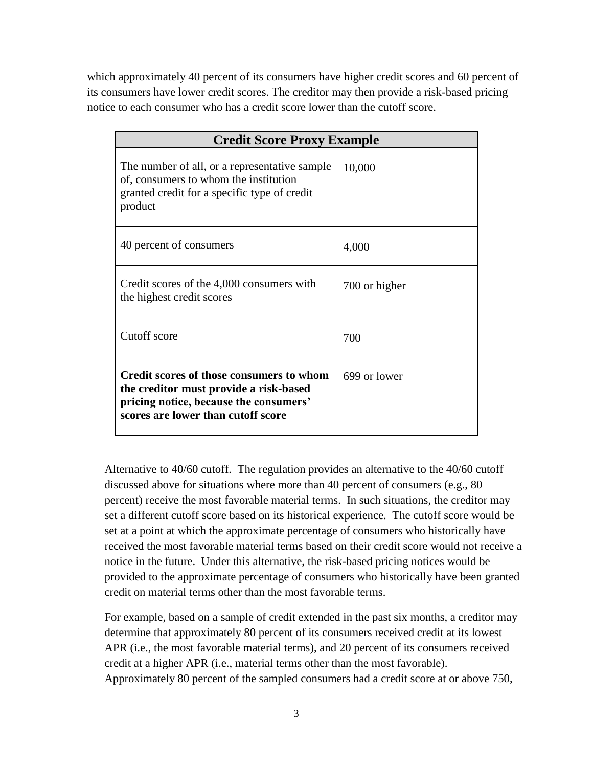which approximately 40 percent of its consumers have higher credit scores and 60 percent of its consumers have lower credit scores. The creditor may then provide a risk-based pricing notice to each consumer who has a credit score lower than the cutoff score.

| **Credit Score Proxy Example** | |
|---|---|
| The number of all, or a representative sample of, consumers to whom the institution granted credit for a specific type of credit product | 10,000 |
| 40 percent of consumers | 4,000 |
| Credit scores of the 4,000 consumers with the highest credit scores | 700 or higher |
| Cutoff score | 700 |
| **Credit scores of those consumers to whom the creditor must provide a risk-based pricing notice, because the consumers' scores are lower than cutoff score** | 699 or lower |

Alternative to 40/60 cutoff. The regulation provides an alternative to the 40/60 cutoff discussed above for situations where more than 40 percent of consumers (e.g., 80 percent) receive the most favorable material terms. In such situations, the creditor may set a different cutoff score based on its historical experience. The cutoff score would be set at a point at which the approximate percentage of consumers who historically have received the most favorable material terms based on their credit score would not receive a notice in the future. Under this alternative, the risk-based pricing notices would be provided to the approximate percentage of consumers who historically have been granted credit on material terms other than the most favorable terms.

For example, based on a sample of credit extended in the past six months, a creditor may determine that approximately 80 percent of its consumers received credit at its lowest APR (i.e., the most favorable material terms), and 20 percent of its consumers received credit at a higher APR (i.e., material terms other than the most favorable). Approximately 80 percent of the sampled consumers had a credit score at or above 750,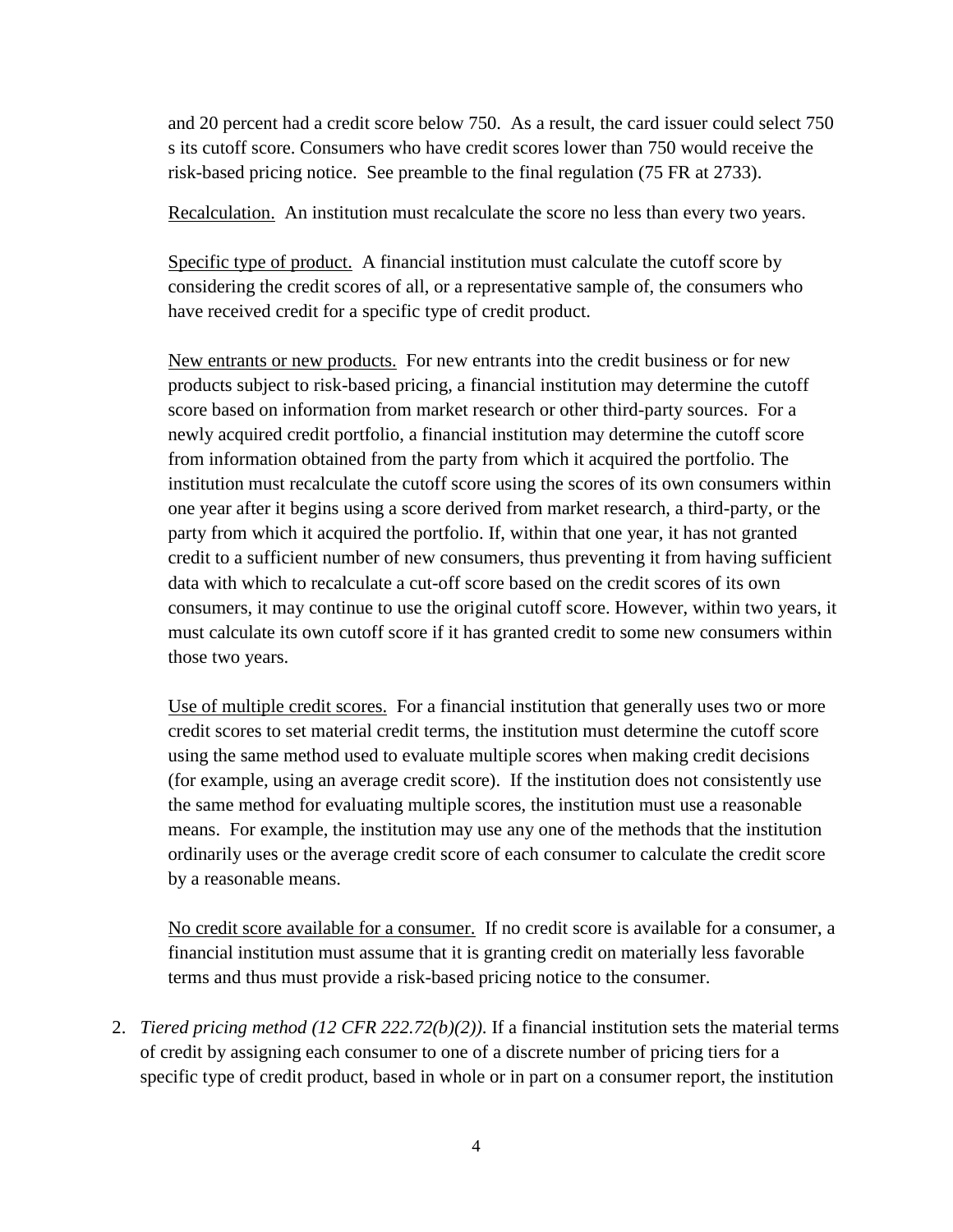and 20 percent had a credit score below 750. As a result, the card issuer could select 750 s its cutoff score. Consumers who have credit scores lower than 750 would receive the risk-based pricing notice. See preamble to the final regulation (75 FR at 2733).

Recalculation. An institution must recalculate the score no less than every two years.

Specific type of product. A financial institution must calculate the cutoff score by considering the credit scores of all, or a representative sample of, the consumers who have received credit for a specific type of credit product.

New entrants or new products. For new entrants into the credit business or for new products subject to risk-based pricing, a financial institution may determine the cutoff score based on information from market research or other third-party sources. For a newly acquired credit portfolio, a financial institution may determine the cutoff score from information obtained from the party from which it acquired the portfolio. The institution must recalculate the cutoff score using the scores of its own consumers within one year after it begins using a score derived from market research, a third-party, or the party from which it acquired the portfolio. If, within that one year, it has not granted credit to a sufficient number of new consumers, thus preventing it from having sufficient data with which to recalculate a cut-off score based on the credit scores of its own consumers, it may continue to use the original cutoff score. However, within two years, it must calculate its own cutoff score if it has granted credit to some new consumers within those two years.

Use of multiple credit scores. For a financial institution that generally uses two or more credit scores to set material credit terms, the institution must determine the cutoff score using the same method used to evaluate multiple scores when making credit decisions (for example, using an average credit score). If the institution does not consistently use the same method for evaluating multiple scores, the institution must use a reasonable means. For example, the institution may use any one of the methods that the institution ordinarily uses or the average credit score of each consumer to calculate the credit score by a reasonable means.

No credit score available for a consumer. If no credit score is available for a consumer, a financial institution must assume that it is granting credit on materially less favorable terms and thus must provide a risk-based pricing notice to the consumer.

2. *Tiered pricing method (12 CFR 222.72(b)(2))*. If a financial institution sets the material terms of credit by assigning each consumer to one of a discrete number of pricing tiers for a specific type of credit product, based in whole or in part on a consumer report, the institution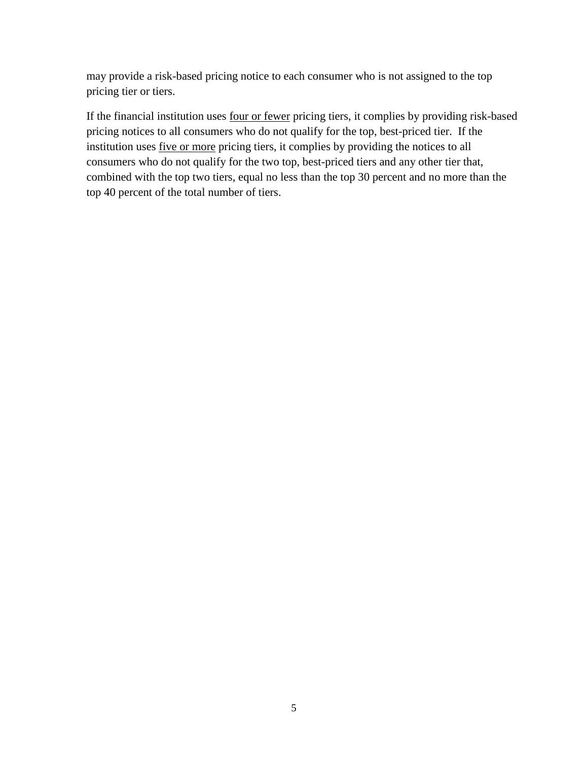may provide a risk-based pricing notice to each consumer who is not assigned to the top pricing tier or tiers.

If the financial institution uses <u>four or fewer</u> pricing tiers, it complies by providing risk-based pricing notices to all consumers who do not qualify for the top, best-priced tier. If the institution uses <u>five or more</u> pricing tiers, it complies by providing the notices to all consumers who do not qualify for the two top, best-priced tiers and any other tier that, combined with the top two tiers, equal no less than the top 30 percent and no more than the top 40 percent of the total number of tiers.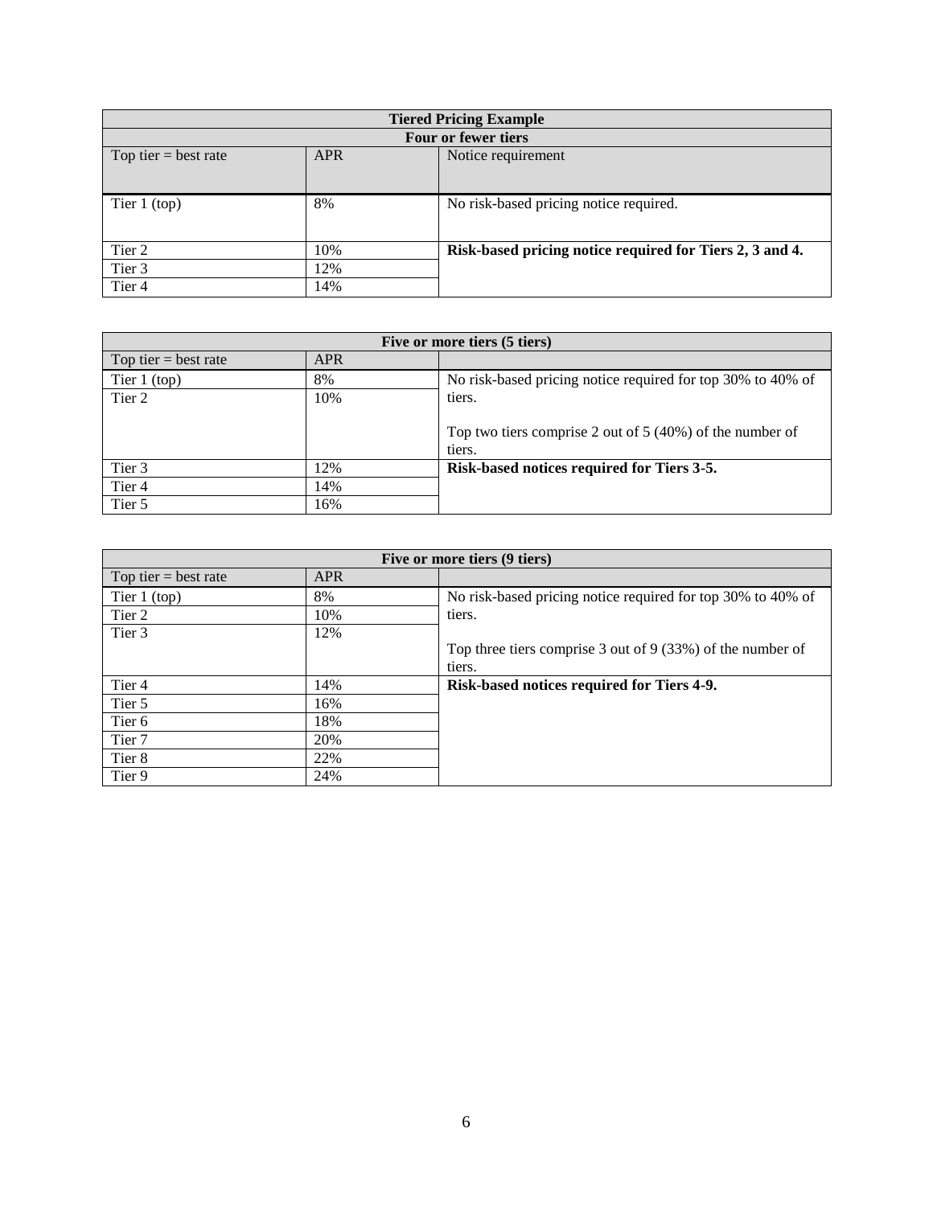| Tiered Pricing Example | | |
|---|---|---|
| **Four or fewer tiers** | | |
| Top tier = best rate | APR | Notice requirement |
| Tier 1 (top) | 8% | No risk-based pricing notice required. |
| Tier 2 | 10% | **Risk-based pricing notice required for Tiers 2, 3 and 4.** |
| Tier 3 | 12% | |
| Tier 4 | 14% | |

| Five or more tiers (5 tiers) | | |
|---|---|---|
| Top tier = best rate | APR | |
| Tier 1 (top) | 8% | No risk-based pricing notice required for top 30% to 40% of tiers. |
| Tier 2 | 10% | Top two tiers comprise 2 out of 5 (40%) of the number of tiers. |
| Tier 3 | 12% | **Risk-based notices required for Tiers 3-5.** |
| Tier 4 | 14% | |
| Tier 5 | 16% | |

| Five or more tiers (9 tiers) | | |
|---|---|---|
| Top tier = best rate | APR | |
| Tier 1 (top) | 8% | No risk-based pricing notice required for top 30% to 40% of tiers. |
| Tier 2 | 10% | |
| Tier 3 | 12% | Top three tiers comprise 3 out of 9 (33%) of the number of tiers. |
| Tier 4 | 14% | **Risk-based notices required for Tiers 4-9.** |
| Tier 5 | 16% | |
| Tier 6 | 18% | |
| Tier 7 | 20% | |
| Tier 8 | 22% | |
| Tier 9 | 24% | |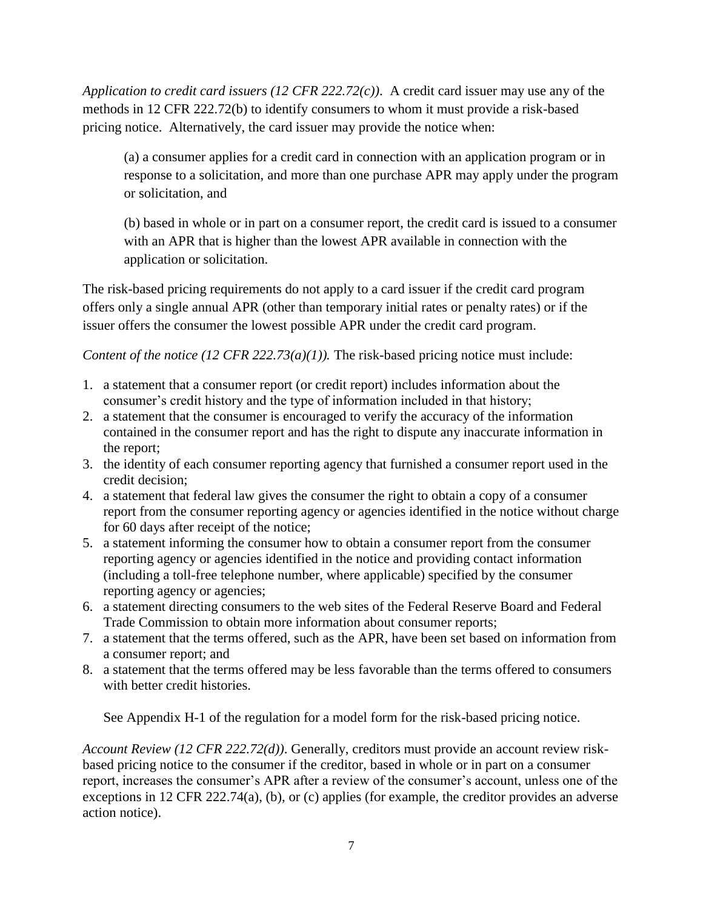*Application to credit card issuers (12 CFR 222.72(c))*. A credit card issuer may use any of the methods in 12 CFR 222.72(b) to identify consumers to whom it must provide a risk-based pricing notice. Alternatively, the card issuer may provide the notice when:

> (a) a consumer applies for a credit card in connection with an application program or in response to a solicitation, and more than one purchase APR may apply under the program or solicitation, and
>
> (b) based in whole or in part on a consumer report, the credit card is issued to a consumer with an APR that is higher than the lowest APR available in connection with the application or solicitation.

The risk-based pricing requirements do not apply to a card issuer if the credit card program offers only a single annual APR (other than temporary initial rates or penalty rates) or if the issuer offers the consumer the lowest possible APR under the credit card program.

*Content of the notice (12 CFR 222.73(a)(1)).* The risk-based pricing notice must include:

1. a statement that a consumer report (or credit report) includes information about the consumer's credit history and the type of information included in that history;
2. a statement that the consumer is encouraged to verify the accuracy of the information contained in the consumer report and has the right to dispute any inaccurate information in the report;
3. the identity of each consumer reporting agency that furnished a consumer report used in the credit decision;
4. a statement that federal law gives the consumer the right to obtain a copy of a consumer report from the consumer reporting agency or agencies identified in the notice without charge for 60 days after receipt of the notice;
5. a statement informing the consumer how to obtain a consumer report from the consumer reporting agency or agencies identified in the notice and providing contact information (including a toll-free telephone number, where applicable) specified by the consumer reporting agency or agencies;
6. a statement directing consumers to the web sites of the Federal Reserve Board and Federal Trade Commission to obtain more information about consumer reports;
7. a statement that the terms offered, such as the APR, have been set based on information from a consumer report; and
8. a statement that the terms offered may be less favorable than the terms offered to consumers with better credit histories.

See Appendix H-1 of the regulation for a model form for the risk-based pricing notice.

*Account Review (12 CFR 222.72(d))*. Generally, creditors must provide an account review risk-based pricing notice to the consumer if the creditor, based in whole or in part on a consumer report, increases the consumer's APR after a review of the consumer's account, unless one of the exceptions in 12 CFR 222.74(a), (b), or (c) applies (for example, the creditor provides an adverse action notice).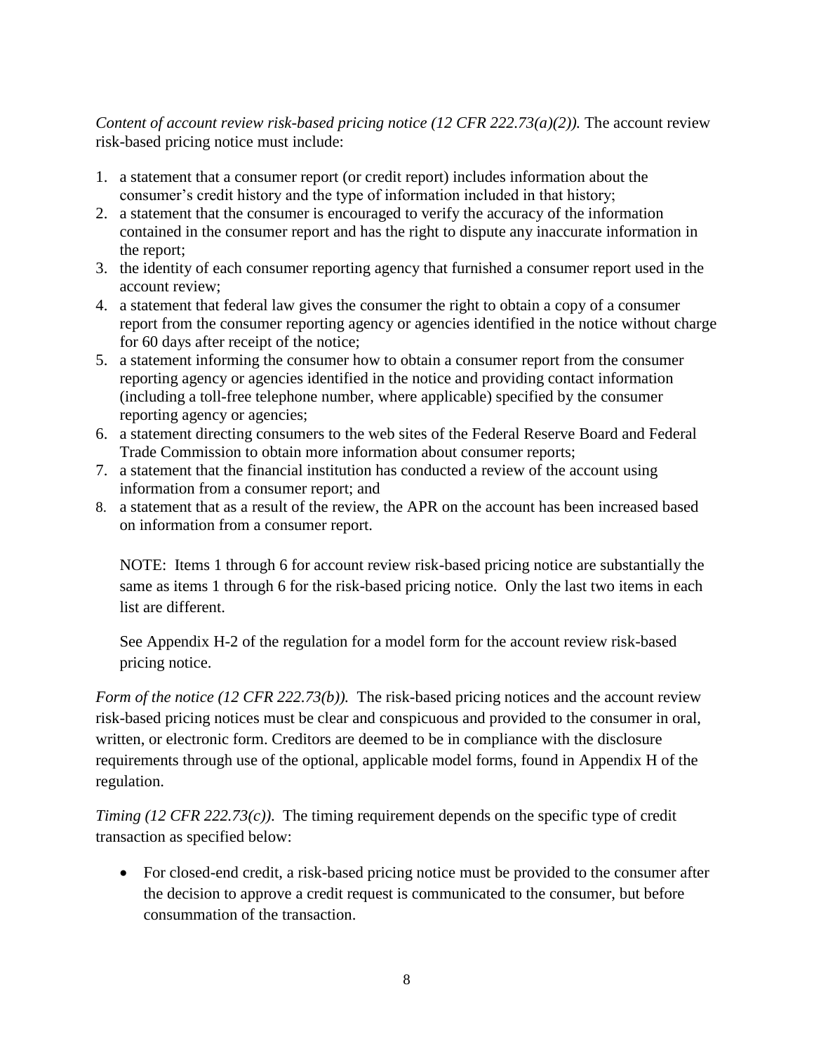*Content of account review risk-based pricing notice (12 CFR 222.73(a)(2)).* The account review risk-based pricing notice must include:

1. a statement that a consumer report (or credit report) includes information about the consumer's credit history and the type of information included in that history;
2. a statement that the consumer is encouraged to verify the accuracy of the information contained in the consumer report and has the right to dispute any inaccurate information in the report;
3. the identity of each consumer reporting agency that furnished a consumer report used in the account review;
4. a statement that federal law gives the consumer the right to obtain a copy of a consumer report from the consumer reporting agency or agencies identified in the notice without charge for 60 days after receipt of the notice;
5. a statement informing the consumer how to obtain a consumer report from the consumer reporting agency or agencies identified in the notice and providing contact information (including a toll-free telephone number, where applicable) specified by the consumer reporting agency or agencies;
6. a statement directing consumers to the web sites of the Federal Reserve Board and Federal Trade Commission to obtain more information about consumer reports;
7. a statement that the financial institution has conducted a review of the account using information from a consumer report; and
8. a statement that as a result of the review, the APR on the account has been increased based on information from a consumer report.

   NOTE: Items 1 through 6 for account review risk-based pricing notice are substantially the same as items 1 through 6 for the risk-based pricing notice. Only the last two items in each list are different.

   See Appendix H-2 of the regulation for a model form for the account review risk-based pricing notice.

*Form of the notice (12 CFR 222.73(b)).* The risk-based pricing notices and the account review risk-based pricing notices must be clear and conspicuous and provided to the consumer in oral, written, or electronic form. Creditors are deemed to be in compliance with the disclosure requirements through use of the optional, applicable model forms, found in Appendix H of the regulation.

*Timing (12 CFR 222.73(c)).* The timing requirement depends on the specific type of credit transaction as specified below:

- For closed-end credit, a risk-based pricing notice must be provided to the consumer after the decision to approve a credit request is communicated to the consumer, but before consummation of the transaction.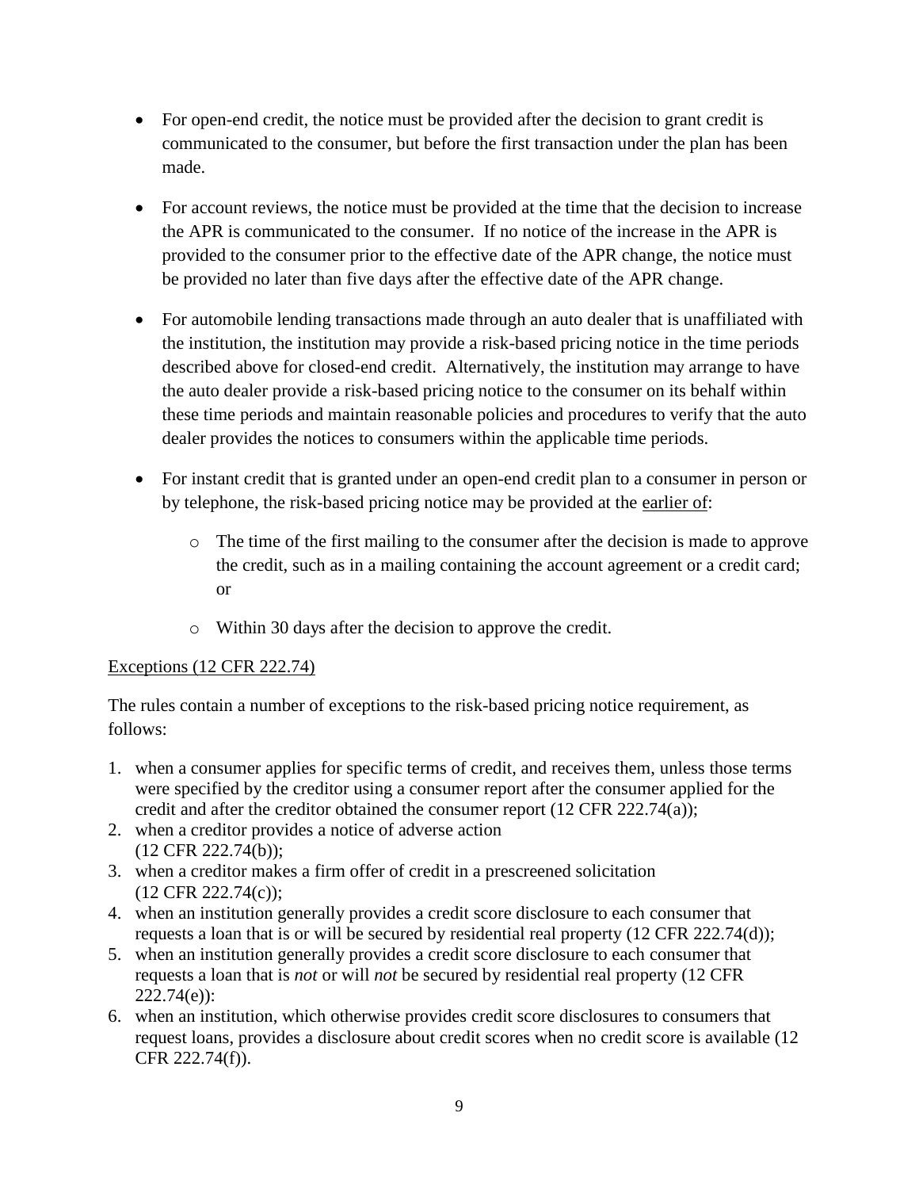- For open-end credit, the notice must be provided after the decision to grant credit is communicated to the consumer, but before the first transaction under the plan has been made.

- For account reviews, the notice must be provided at the time that the decision to increase the APR is communicated to the consumer. If no notice of the increase in the APR is provided to the consumer prior to the effective date of the APR change, the notice must be provided no later than five days after the effective date of the APR change.

- For automobile lending transactions made through an auto dealer that is unaffiliated with the institution, the institution may provide a risk-based pricing notice in the time periods described above for closed-end credit. Alternatively, the institution may arrange to have the auto dealer provide a risk-based pricing notice to the consumer on its behalf within these time periods and maintain reasonable policies and procedures to verify that the auto dealer provides the notices to consumers within the applicable time periods.

- For instant credit that is granted under an open-end credit plan to a consumer in person or by telephone, the risk-based pricing notice may be provided at the earlier of:

    - The time of the first mailing to the consumer after the decision is made to approve the credit, such as in a mailing containing the account agreement or a credit card; or

    - Within 30 days after the decision to approve the credit.

Exceptions (12 CFR 222.74)

The rules contain a number of exceptions to the risk-based pricing notice requirement, as follows:

1. when a consumer applies for specific terms of credit, and receives them, unless those terms were specified by the creditor using a consumer report after the consumer applied for the credit and after the creditor obtained the consumer report (12 CFR 222.74(a));
2. when a creditor provides a notice of adverse action (12 CFR 222.74(b));
3. when a creditor makes a firm offer of credit in a prescreened solicitation (12 CFR 222.74(c));
4. when an institution generally provides a credit score disclosure to each consumer that requests a loan that is or will be secured by residential real property (12 CFR 222.74(d));
5. when an institution generally provides a credit score disclosure to each consumer that requests a loan that is *not* or will *not* be secured by residential real property (12 CFR 222.74(e)):
6. when an institution, which otherwise provides credit score disclosures to consumers that request loans, provides a disclosure about credit scores when no credit score is available (12 CFR 222.74(f)).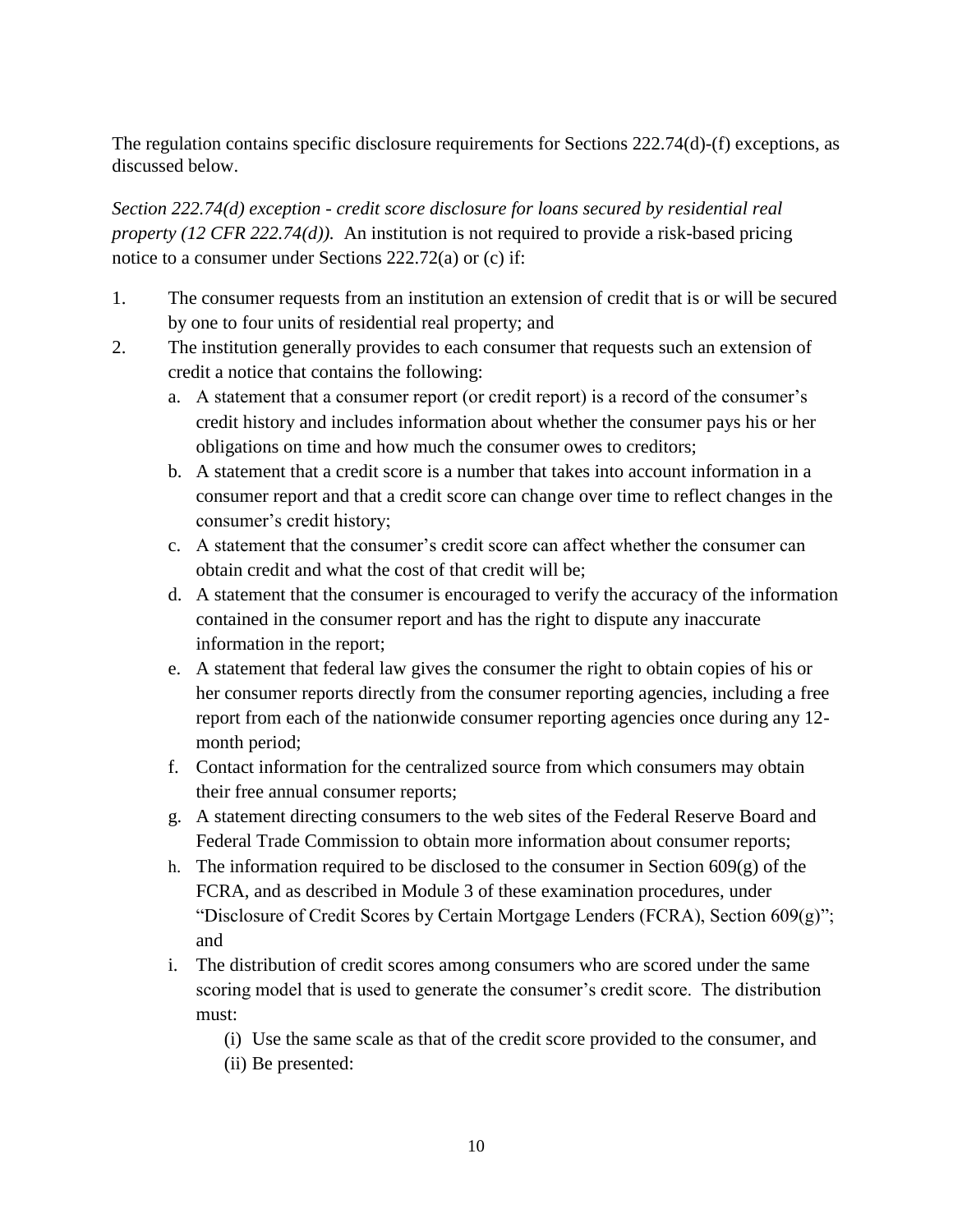The regulation contains specific disclosure requirements for Sections 222.74(d)-(f) exceptions, as discussed below.

*Section 222.74(d) exception - credit score disclosure for loans secured by residential real property (12 CFR 222.74(d)).* An institution is not required to provide a risk-based pricing notice to a consumer under Sections 222.72(a) or (c) if:

1. The consumer requests from an institution an extension of credit that is or will be secured by one to four units of residential real property; and
2. The institution generally provides to each consumer that requests such an extension of credit a notice that contains the following:
   a. A statement that a consumer report (or credit report) is a record of the consumer's credit history and includes information about whether the consumer pays his or her obligations on time and how much the consumer owes to creditors;
   b. A statement that a credit score is a number that takes into account information in a consumer report and that a credit score can change over time to reflect changes in the consumer's credit history;
   c. A statement that the consumer's credit score can affect whether the consumer can obtain credit and what the cost of that credit will be;
   d. A statement that the consumer is encouraged to verify the accuracy of the information contained in the consumer report and has the right to dispute any inaccurate information in the report;
   e. A statement that federal law gives the consumer the right to obtain copies of his or her consumer reports directly from the consumer reporting agencies, including a free report from each of the nationwide consumer reporting agencies once during any 12-month period;
   f. Contact information for the centralized source from which consumers may obtain their free annual consumer reports;
   g. A statement directing consumers to the web sites of the Federal Reserve Board and Federal Trade Commission to obtain more information about consumer reports;
   h. The information required to be disclosed to the consumer in Section 609(g) of the FCRA, and as described in Module 3 of these examination procedures, under "Disclosure of Credit Scores by Certain Mortgage Lenders (FCRA), Section 609(g)"; and
   i. The distribution of credit scores among consumers who are scored under the same scoring model that is used to generate the consumer's credit score. The distribution must:
      (i) Use the same scale as that of the credit score provided to the consumer, and
      (ii) Be presented: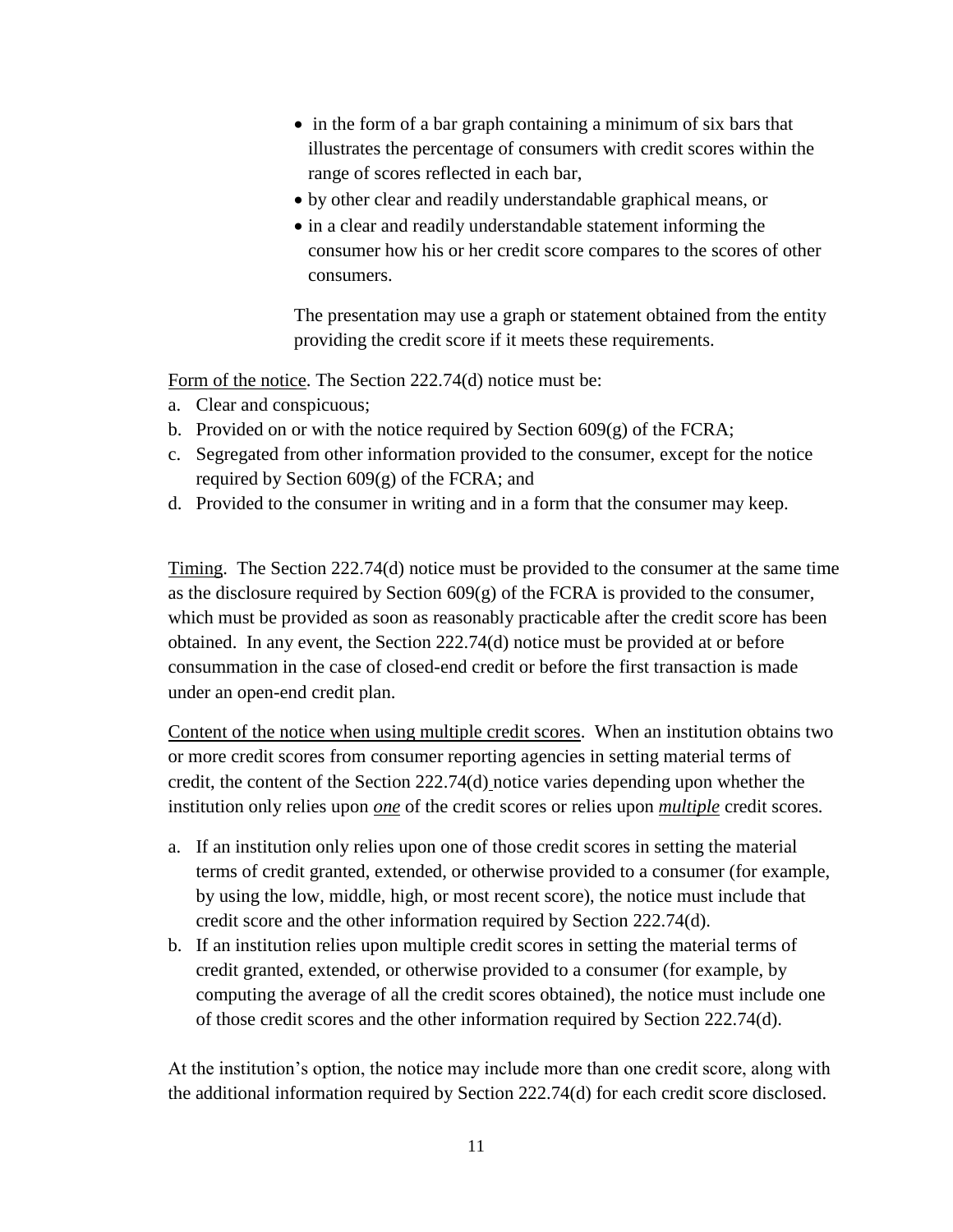- in the form of a bar graph containing a minimum of six bars that illustrates the percentage of consumers with credit scores within the range of scores reflected in each bar,
- by other clear and readily understandable graphical means, or
- in a clear and readily understandable statement informing the consumer how his or her credit score compares to the scores of other consumers.

The presentation may use a graph or statement obtained from the entity providing the credit score if it meets these requirements.

Form of the notice. The Section 222.74(d) notice must be:

a. Clear and conspicuous;
b. Provided on or with the notice required by Section 609(g) of the FCRA;
c. Segregated from other information provided to the consumer, except for the notice required by Section 609(g) of the FCRA; and
d. Provided to the consumer in writing and in a form that the consumer may keep.

Timing. The Section 222.74(d) notice must be provided to the consumer at the same time as the disclosure required by Section 609(g) of the FCRA is provided to the consumer, which must be provided as soon as reasonably practicable after the credit score has been obtained. In any event, the Section 222.74(d) notice must be provided at or before consummation in the case of closed-end credit or before the first transaction is made under an open-end credit plan.

Content of the notice when using multiple credit scores. When an institution obtains two or more credit scores from consumer reporting agencies in setting material terms of credit, the content of the Section 222.74(d) notice varies depending upon whether the institution only relies upon ***one*** of the credit scores or relies upon ***multiple*** credit scores.

a. If an institution only relies upon one of those credit scores in setting the material terms of credit granted, extended, or otherwise provided to a consumer (for example, by using the low, middle, high, or most recent score), the notice must include that credit score and the other information required by Section 222.74(d).
b. If an institution relies upon multiple credit scores in setting the material terms of credit granted, extended, or otherwise provided to a consumer (for example, by computing the average of all the credit scores obtained), the notice must include one of those credit scores and the other information required by Section 222.74(d).

At the institution's option, the notice may include more than one credit score, along with the additional information required by Section 222.74(d) for each credit score disclosed.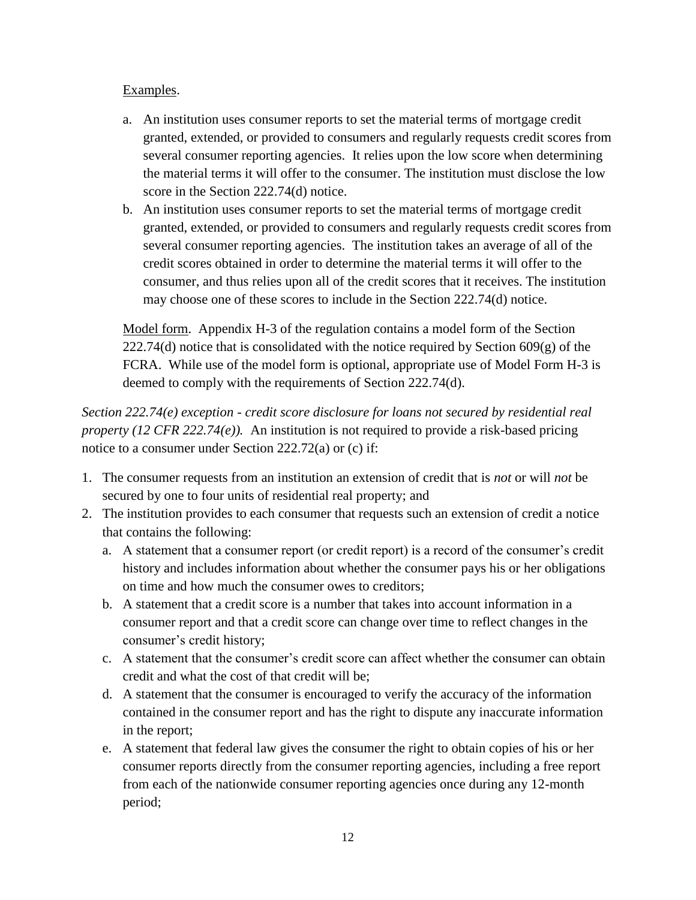<u>Examples</u>.

a. An institution uses consumer reports to set the material terms of mortgage credit granted, extended, or provided to consumers and regularly requests credit scores from several consumer reporting agencies. It relies upon the low score when determining the material terms it will offer to the consumer. The institution must disclose the low score in the Section 222.74(d) notice.
b. An institution uses consumer reports to set the material terms of mortgage credit granted, extended, or provided to consumers and regularly requests credit scores from several consumer reporting agencies. The institution takes an average of all of the credit scores obtained in order to determine the material terms it will offer to the consumer, and thus relies upon all of the credit scores that it receives. The institution may choose one of these scores to include in the Section 222.74(d) notice.

<u>Model form</u>. Appendix H-3 of the regulation contains a model form of the Section 222.74(d) notice that is consolidated with the notice required by Section 609(g) of the FCRA. While use of the model form is optional, appropriate use of Model Form H-3 is deemed to comply with the requirements of Section 222.74(d).

*Section 222.74(e) exception - credit score disclosure for loans not secured by residential real property (12 CFR 222.74(e)).* An institution is not required to provide a risk-based pricing notice to a consumer under Section 222.72(a) or (c) if:

1. The consumer requests from an institution an extension of credit that is *not* or will *not* be secured by one to four units of residential real property; and
2. The institution provides to each consumer that requests such an extension of credit a notice that contains the following:
   a. A statement that a consumer report (or credit report) is a record of the consumer's credit history and includes information about whether the consumer pays his or her obligations on time and how much the consumer owes to creditors;
   b. A statement that a credit score is a number that takes into account information in a consumer report and that a credit score can change over time to reflect changes in the consumer's credit history;
   c. A statement that the consumer's credit score can affect whether the consumer can obtain credit and what the cost of that credit will be;
   d. A statement that the consumer is encouraged to verify the accuracy of the information contained in the consumer report and has the right to dispute any inaccurate information in the report;
   e. A statement that federal law gives the consumer the right to obtain copies of his or her consumer reports directly from the consumer reporting agencies, including a free report from each of the nationwide consumer reporting agencies once during any 12-month period;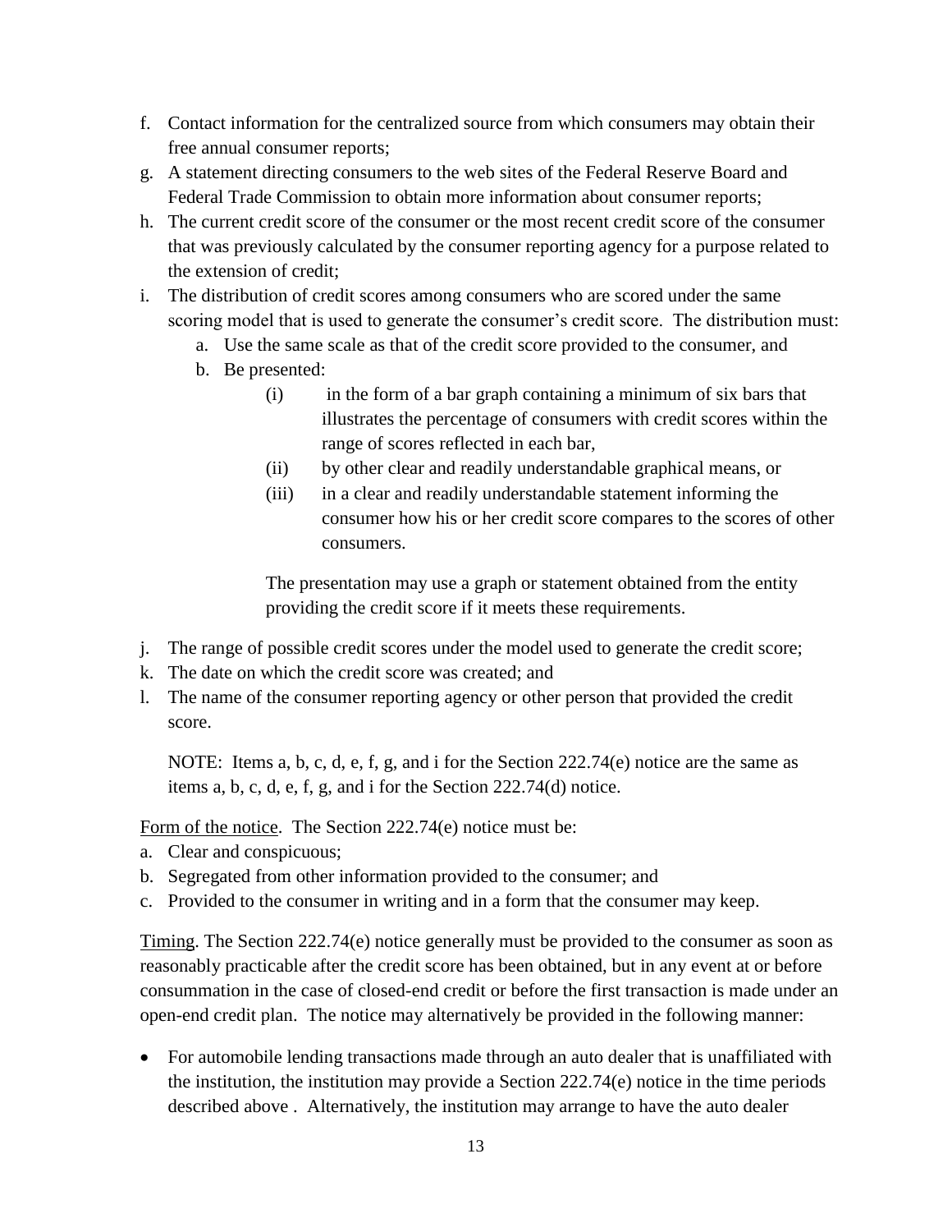f. Contact information for the centralized source from which consumers may obtain their free annual consumer reports;
g. A statement directing consumers to the web sites of the Federal Reserve Board and Federal Trade Commission to obtain more information about consumer reports;
h. The current credit score of the consumer or the most recent credit score of the consumer that was previously calculated by the consumer reporting agency for a purpose related to the extension of credit;
i. The distribution of credit scores among consumers who are scored under the same scoring model that is used to generate the consumer's credit score. The distribution must:
    a. Use the same scale as that of the credit score provided to the consumer, and
    b. Be presented:
        (i) in the form of a bar graph containing a minimum of six bars that illustrates the percentage of consumers with credit scores within the range of scores reflected in each bar,
        (ii) by other clear and readily understandable graphical means, or
        (iii) in a clear and readily understandable statement informing the consumer how his or her credit score compares to the scores of other consumers.

        The presentation may use a graph or statement obtained from the entity providing the credit score if it meets these requirements.
j. The range of possible credit scores under the model used to generate the credit score;
k. The date on which the credit score was created; and
l. The name of the consumer reporting agency or other person that provided the credit score.

    NOTE: Items a, b, c, d, e, f, g, and i for the Section 222.74(e) notice are the same as items a, b, c, d, e, f, g, and i for the Section 222.74(d) notice.

Form of the notice. The Section 222.74(e) notice must be:

a. Clear and conspicuous;
b. Segregated from other information provided to the consumer; and
c. Provided to the consumer in writing and in a form that the consumer may keep.

Timing. The Section 222.74(e) notice generally must be provided to the consumer as soon as reasonably practicable after the credit score has been obtained, but in any event at or before consummation in the case of closed-end credit or before the first transaction is made under an open-end credit plan. The notice may alternatively be provided in the following manner:

- For automobile lending transactions made through an auto dealer that is unaffiliated with the institution, the institution may provide a Section 222.74(e) notice in the time periods described above . Alternatively, the institution may arrange to have the auto dealer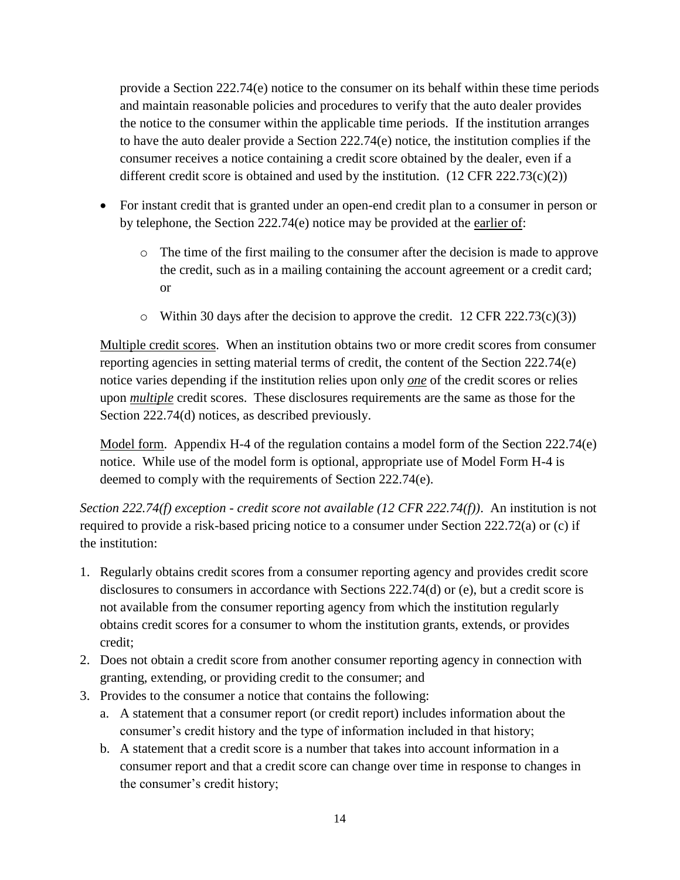provide a Section 222.74(e) notice to the consumer on its behalf within these time periods and maintain reasonable policies and procedures to verify that the auto dealer provides the notice to the consumer within the applicable time periods. If the institution arranges to have the auto dealer provide a Section 222.74(e) notice, the institution complies if the consumer receives a notice containing a credit score obtained by the dealer, even if a different credit score is obtained and used by the institution. (12 CFR 222.73(c)(2))

- For instant credit that is granted under an open-end credit plan to a consumer in person or by telephone, the Section 222.74(e) notice may be provided at the <u>earlier of</u>:
  - The time of the first mailing to the consumer after the decision is made to approve the credit, such as in a mailing containing the account agreement or a credit card; or
  - Within 30 days after the decision to approve the credit. 12 CFR 222.73(c)(3))

<u>Multiple credit scores</u>. When an institution obtains two or more credit scores from consumer reporting agencies in setting material terms of credit, the content of the Section 222.74(e) notice varies depending if the institution relies upon only ***<u>one</u>*** of the credit scores or relies upon ***<u>multiple</u>*** credit scores. These disclosures requirements are the same as those for the Section 222.74(d) notices, as described previously.

<u>Model form</u>. Appendix H-4 of the regulation contains a model form of the Section 222.74(e) notice. While use of the model form is optional, appropriate use of Model Form H-4 is deemed to comply with the requirements of Section 222.74(e).

*Section 222.74(f) exception - credit score not available (12 CFR 222.74(f))*. An institution is not required to provide a risk-based pricing notice to a consumer under Section 222.72(a) or (c) if the institution:

1. Regularly obtains credit scores from a consumer reporting agency and provides credit score disclosures to consumers in accordance with Sections 222.74(d) or (e), but a credit score is not available from the consumer reporting agency from which the institution regularly obtains credit scores for a consumer to whom the institution grants, extends, or provides credit;
2. Does not obtain a credit score from another consumer reporting agency in connection with granting, extending, or providing credit to the consumer; and
3. Provides to the consumer a notice that contains the following:
   a. A statement that a consumer report (or credit report) includes information about the consumer's credit history and the type of information included in that history;
   b. A statement that a credit score is a number that takes into account information in a consumer report and that a credit score can change over time in response to changes in the consumer's credit history;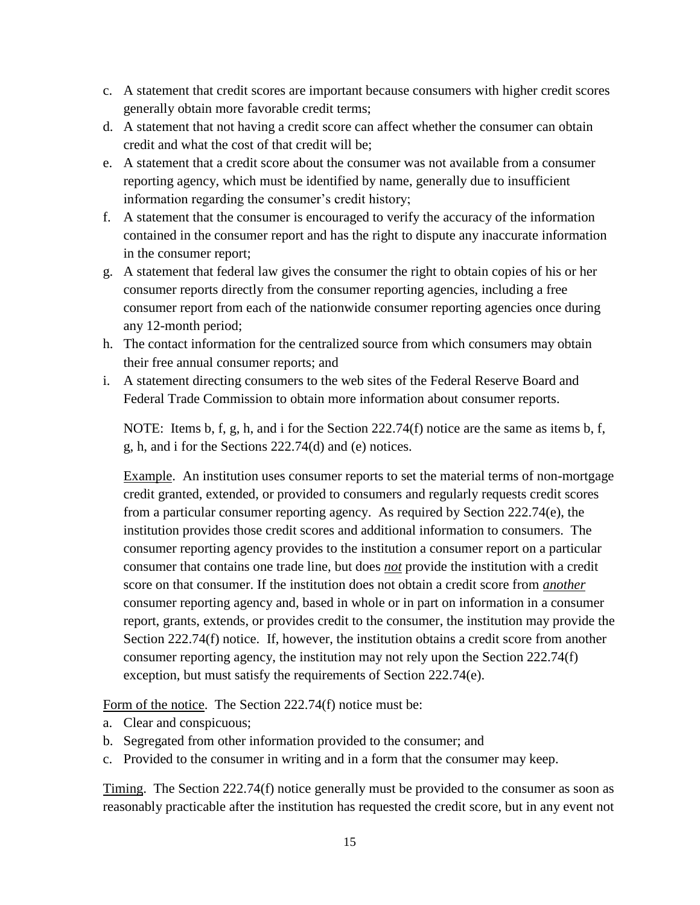c. A statement that credit scores are important because consumers with higher credit scores generally obtain more favorable credit terms;
d. A statement that not having a credit score can affect whether the consumer can obtain credit and what the cost of that credit will be;
e. A statement that a credit score about the consumer was not available from a consumer reporting agency, which must be identified by name, generally due to insufficient information regarding the consumer's credit history;
f. A statement that the consumer is encouraged to verify the accuracy of the information contained in the consumer report and has the right to dispute any inaccurate information in the consumer report;
g. A statement that federal law gives the consumer the right to obtain copies of his or her consumer reports directly from the consumer reporting agencies, including a free consumer report from each of the nationwide consumer reporting agencies once during any 12-month period;
h. The contact information for the centralized source from which consumers may obtain their free annual consumer reports; and
i. A statement directing consumers to the web sites of the Federal Reserve Board and Federal Trade Commission to obtain more information about consumer reports.

NOTE: Items b, f, g, h, and i for the Section 222.74(f) notice are the same as items b, f, g, h, and i for the Sections 222.74(d) and (e) notices.

<u>Example</u>. An institution uses consumer reports to set the material terms of non-mortgage credit granted, extended, or provided to consumers and regularly requests credit scores from a particular consumer reporting agency. As required by Section 222.74(e), the institution provides those credit scores and additional information to consumers. The consumer reporting agency provides to the institution a consumer report on a particular consumer that contains one trade line, but does ***<u>not</u>*** provide the institution with a credit score on that consumer. If the institution does not obtain a credit score from ***<u>another</u>*** consumer reporting agency and, based in whole or in part on information in a consumer report, grants, extends, or provides credit to the consumer, the institution may provide the Section 222.74(f) notice. If, however, the institution obtains a credit score from another consumer reporting agency, the institution may not rely upon the Section 222.74(f) exception, but must satisfy the requirements of Section 222.74(e).

<u>Form of the notice</u>. The Section 222.74(f) notice must be:

a. Clear and conspicuous;
b. Segregated from other information provided to the consumer; and
c. Provided to the consumer in writing and in a form that the consumer may keep.

<u>Timing</u>. The Section 222.74(f) notice generally must be provided to the consumer as soon as reasonably practicable after the institution has requested the credit score, but in any event not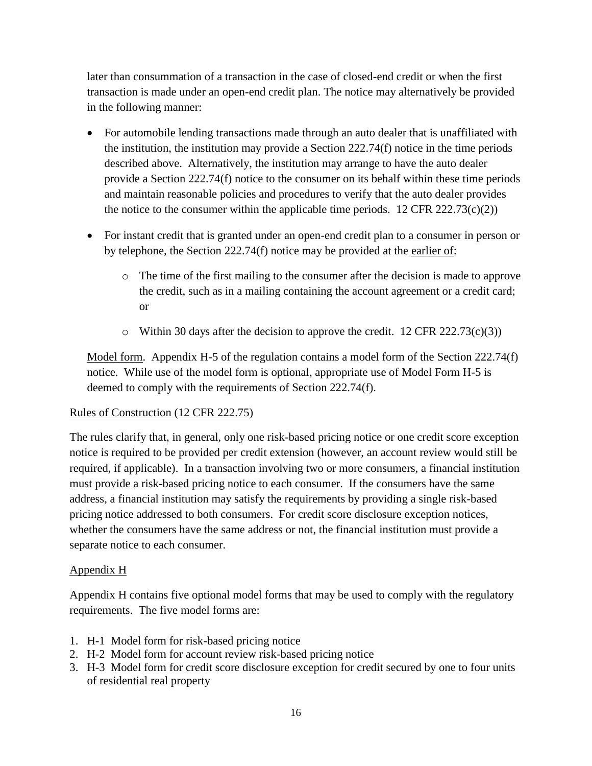later than consummation of a transaction in the case of closed-end credit or when the first transaction is made under an open-end credit plan. The notice may alternatively be provided in the following manner:

- For automobile lending transactions made through an auto dealer that is unaffiliated with the institution, the institution may provide a Section 222.74(f) notice in the time periods described above. Alternatively, the institution may arrange to have the auto dealer provide a Section 222.74(f) notice to the consumer on its behalf within these time periods and maintain reasonable policies and procedures to verify that the auto dealer provides the notice to the consumer within the applicable time periods. 12 CFR 222.73(c)(2))

- For instant credit that is granted under an open-end credit plan to a consumer in person or by telephone, the Section 222.74(f) notice may be provided at the <u>earlier of</u>:

  - The time of the first mailing to the consumer after the decision is made to approve the credit, such as in a mailing containing the account agreement or a credit card; or

  - Within 30 days after the decision to approve the credit. 12 CFR 222.73(c)(3))

<u>Model form</u>. Appendix H-5 of the regulation contains a model form of the Section 222.74(f) notice. While use of the model form is optional, appropriate use of Model Form H-5 is deemed to comply with the requirements of Section 222.74(f).

<u>Rules of Construction (12 CFR 222.75)</u>

The rules clarify that, in general, only one risk-based pricing notice or one credit score exception notice is required to be provided per credit extension (however, an account review would still be required, if applicable). In a transaction involving two or more consumers, a financial institution must provide a risk-based pricing notice to each consumer. If the consumers have the same address, a financial institution may satisfy the requirements by providing a single risk-based pricing notice addressed to both consumers. For credit score disclosure exception notices, whether the consumers have the same address or not, the financial institution must provide a separate notice to each consumer.

<u>Appendix H</u>

Appendix H contains five optional model forms that may be used to comply with the regulatory requirements. The five model forms are:

1. H-1 Model form for risk-based pricing notice
2. H-2 Model form for account review risk-based pricing notice
3. H-3 Model form for credit score disclosure exception for credit secured by one to four units of residential real property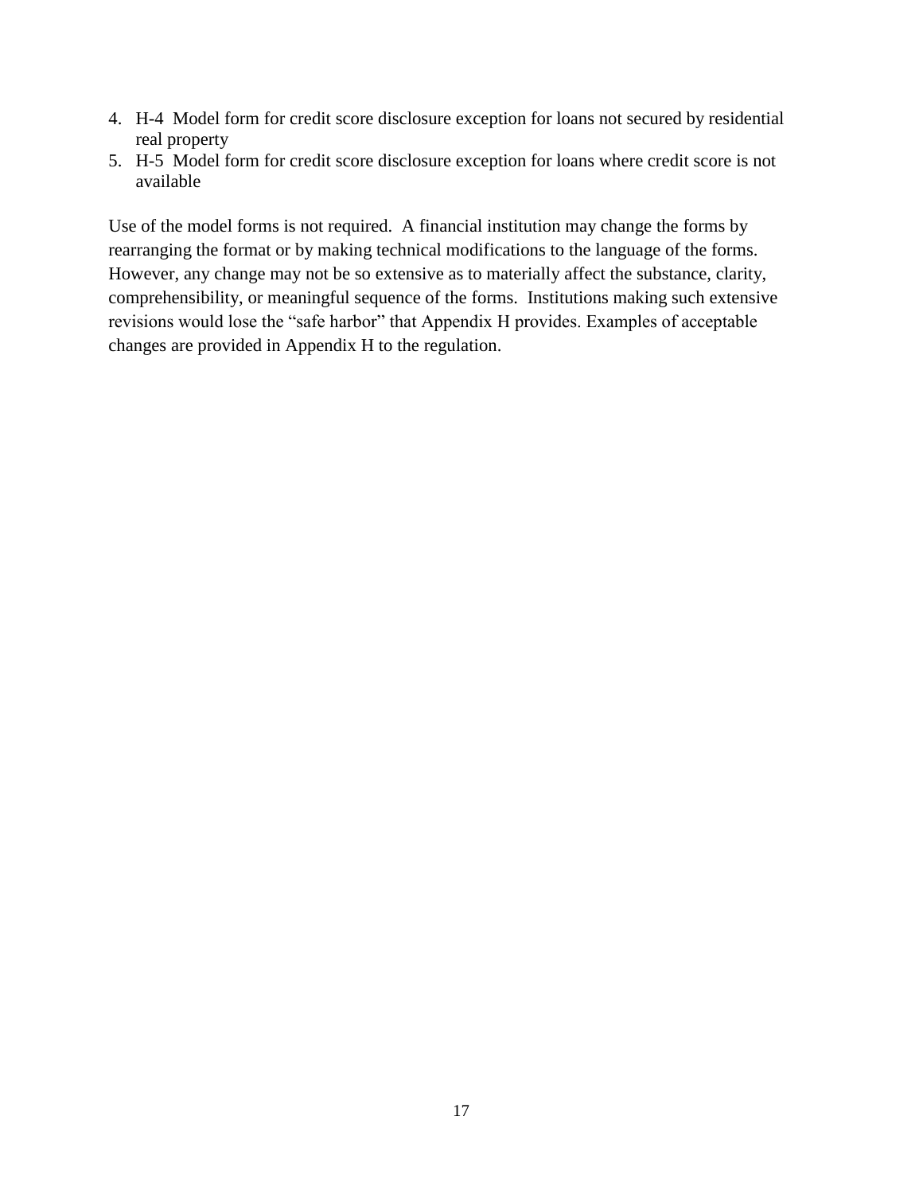4. H-4 Model form for credit score disclosure exception for loans not secured by residential real property
5. H-5 Model form for credit score disclosure exception for loans where credit score is not available

Use of the model forms is not required. A financial institution may change the forms by rearranging the format or by making technical modifications to the language of the forms. However, any change may not be so extensive as to materially affect the substance, clarity, comprehensibility, or meaningful sequence of the forms. Institutions making such extensive revisions would lose the "safe harbor" that Appendix H provides. Examples of acceptable changes are provided in Appendix H to the regulation.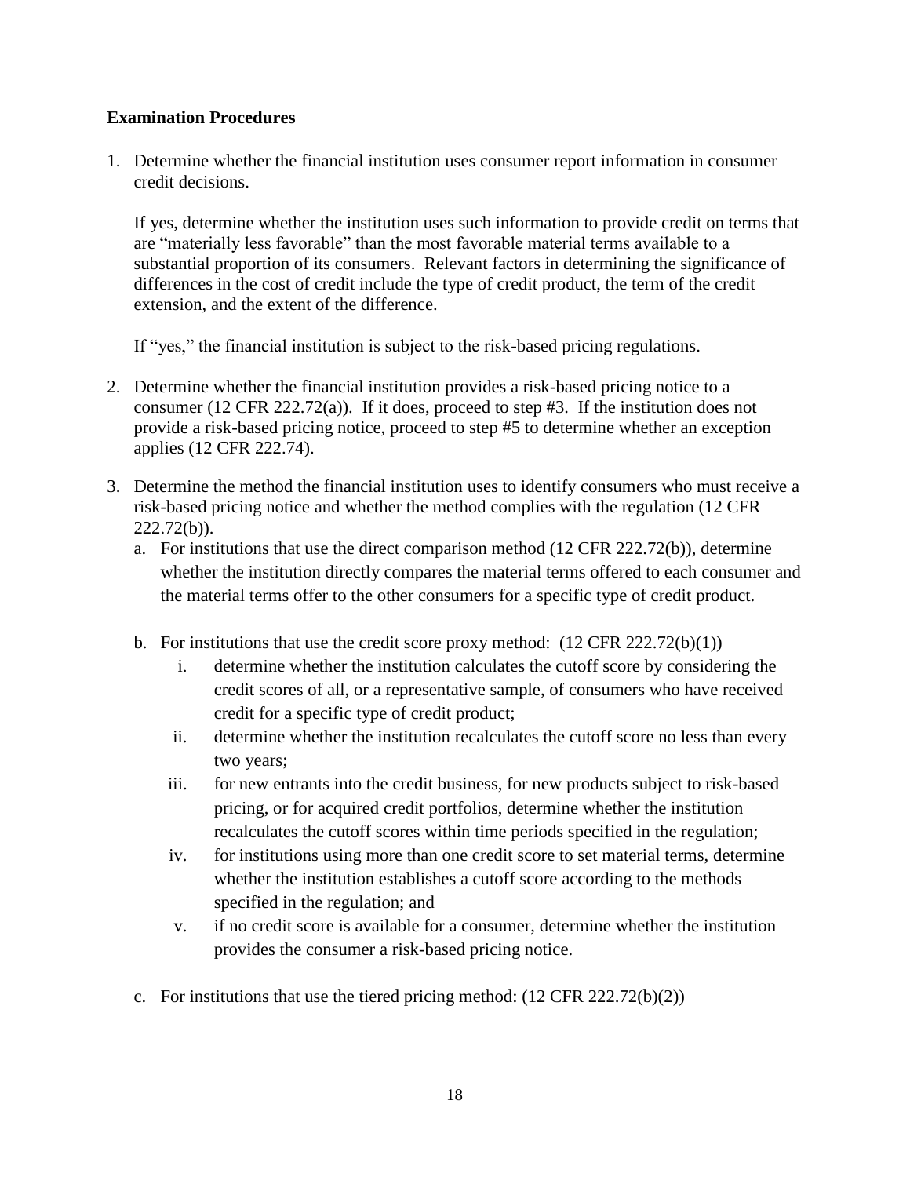**Examination Procedures**

1. Determine whether the financial institution uses consumer report information in consumer credit decisions.

   If yes, determine whether the institution uses such information to provide credit on terms that are "materially less favorable" than the most favorable material terms available to a substantial proportion of its consumers. Relevant factors in determining the significance of differences in the cost of credit include the type of credit product, the term of the credit extension, and the extent of the difference.

   If "yes," the financial institution is subject to the risk-based pricing regulations.

2. Determine whether the financial institution provides a risk-based pricing notice to a consumer (12 CFR 222.72(a)). If it does, proceed to step #3. If the institution does not provide a risk-based pricing notice, proceed to step #5 to determine whether an exception applies (12 CFR 222.74).

3. Determine the method the financial institution uses to identify consumers who must receive a risk-based pricing notice and whether the method complies with the regulation (12 CFR 222.72(b)).
   a. For institutions that use the direct comparison method (12 CFR 222.72(b)), determine whether the institution directly compares the material terms offered to each consumer and the material terms offer to the other consumers for a specific type of credit product.

   b. For institutions that use the credit score proxy method: (12 CFR 222.72(b)(1))
      i. determine whether the institution calculates the cutoff score by considering the credit scores of all, or a representative sample, of consumers who have received credit for a specific type of credit product;
      ii. determine whether the institution recalculates the cutoff score no less than every two years;
      iii. for new entrants into the credit business, for new products subject to risk-based pricing, or for acquired credit portfolios, determine whether the institution recalculates the cutoff scores within time periods specified in the regulation;
      iv. for institutions using more than one credit score to set material terms, determine whether the institution establishes a cutoff score according to the methods specified in the regulation; and
      v. if no credit score is available for a consumer, determine whether the institution provides the consumer a risk-based pricing notice.

   c. For institutions that use the tiered pricing method: (12 CFR 222.72(b)(2))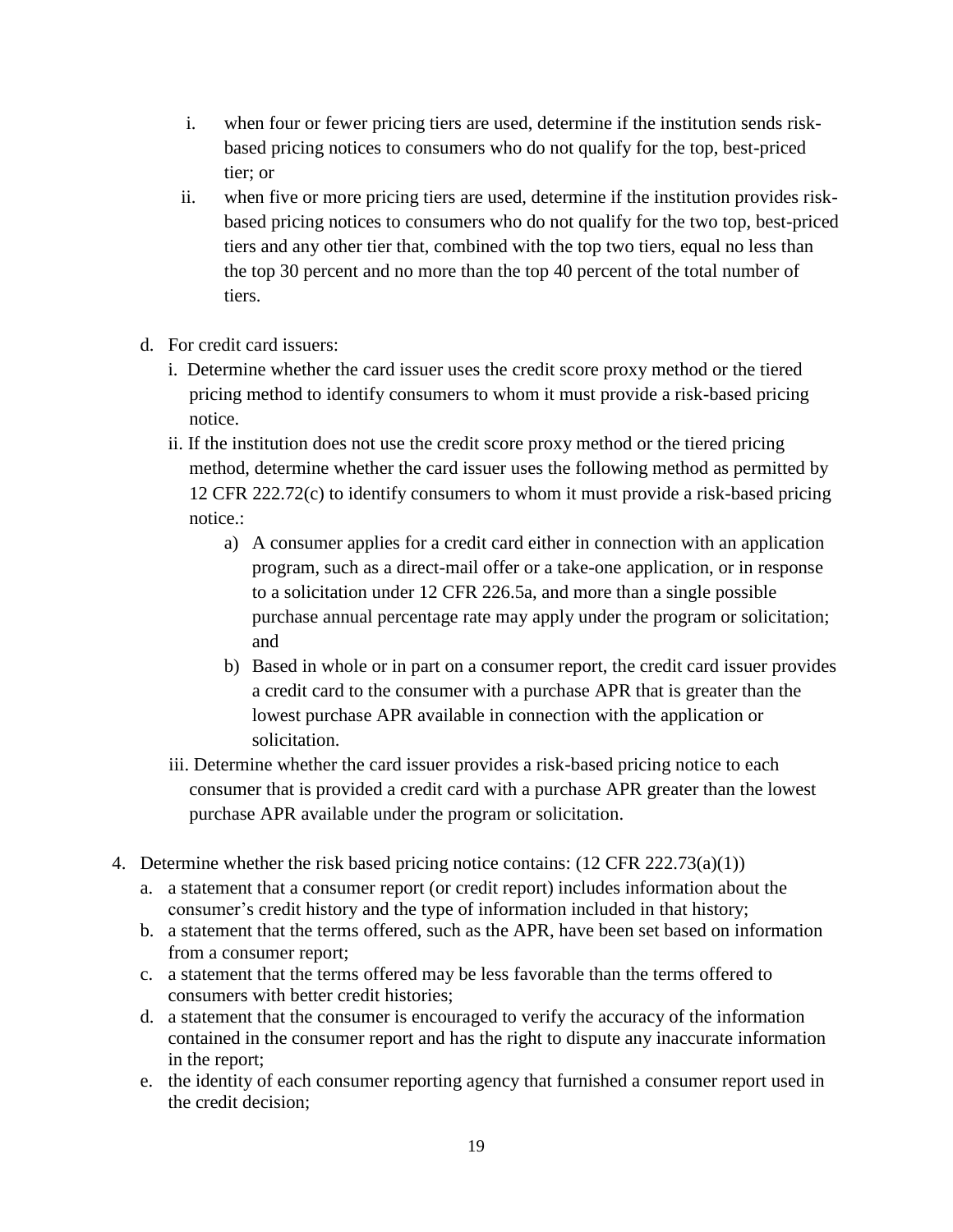i. when four or fewer pricing tiers are used, determine if the institution sends risk-based pricing notices to consumers who do not qualify for the top, best-priced tier; or
   ii. when five or more pricing tiers are used, determine if the institution provides risk-based pricing notices to consumers who do not qualify for the two top, best-priced tiers and any other tier that, combined with the top two tiers, equal no less than the top 30 percent and no more than the top 40 percent of the total number of tiers.

d. For credit card issuers:
   i. Determine whether the card issuer uses the credit score proxy method or the tiered pricing method to identify consumers to whom it must provide a risk-based pricing notice.
   ii. If the institution does not use the credit score proxy method or the tiered pricing method, determine whether the card issuer uses the following method as permitted by 12 CFR 222.72(c) to identify consumers to whom it must provide a risk-based pricing notice.:
      a) A consumer applies for a credit card either in connection with an application program, such as a direct-mail offer or a take-one application, or in response to a solicitation under 12 CFR 226.5a, and more than a single possible purchase annual percentage rate may apply under the program or solicitation; and
      b) Based in whole or in part on a consumer report, the credit card issuer provides a credit card to the consumer with a purchase APR that is greater than the lowest purchase APR available in connection with the application or solicitation.
   iii. Determine whether the card issuer provides a risk-based pricing notice to each consumer that is provided a credit card with a purchase APR greater than the lowest purchase APR available under the program or solicitation.

4. Determine whether the risk based pricing notice contains: (12 CFR 222.73(a)(1))
   a. a statement that a consumer report (or credit report) includes information about the consumer's credit history and the type of information included in that history;
   b. a statement that the terms offered, such as the APR, have been set based on information from a consumer report;
   c. a statement that the terms offered may be less favorable than the terms offered to consumers with better credit histories;
   d. a statement that the consumer is encouraged to verify the accuracy of the information contained in the consumer report and has the right to dispute any inaccurate information in the report;
   e. the identity of each consumer reporting agency that furnished a consumer report used in the credit decision;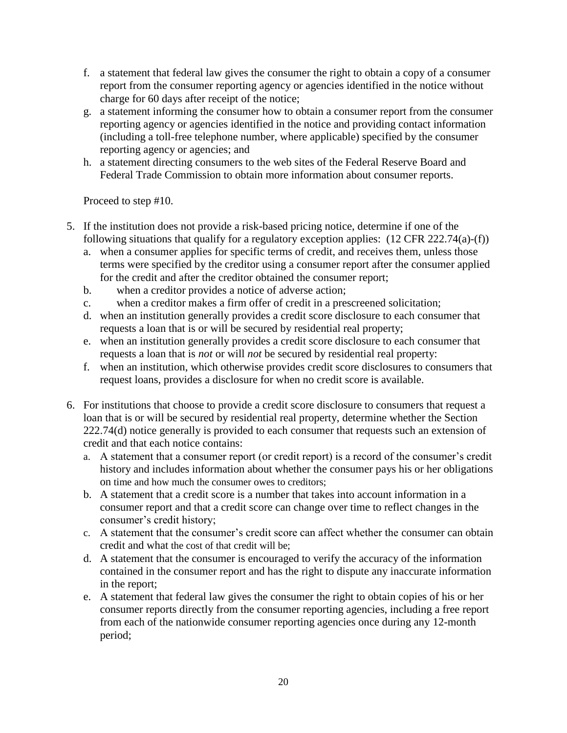f. a statement that federal law gives the consumer the right to obtain a copy of a consumer report from the consumer reporting agency or agencies identified in the notice without charge for 60 days after receipt of the notice;
g. a statement informing the consumer how to obtain a consumer report from the consumer reporting agency or agencies identified in the notice and providing contact information (including a toll-free telephone number, where applicable) specified by the consumer reporting agency or agencies; and
h. a statement directing consumers to the web sites of the Federal Reserve Board and Federal Trade Commission to obtain more information about consumer reports.

Proceed to step #10.

5. If the institution does not provide a risk-based pricing notice, determine if one of the following situations that qualify for a regulatory exception applies: (12 CFR 222.74(a)-(f))
   a. when a consumer applies for specific terms of credit, and receives them, unless those terms were specified by the creditor using a consumer report after the consumer applied for the credit and after the creditor obtained the consumer report;
   b. when a creditor provides a notice of adverse action;
   c. when a creditor makes a firm offer of credit in a prescreened solicitation;
   d. when an institution generally provides a credit score disclosure to each consumer that requests a loan that is or will be secured by residential real property;
   e. when an institution generally provides a credit score disclosure to each consumer that requests a loan that is *not* or will *not* be secured by residential real property:
   f. when an institution, which otherwise provides credit score disclosures to consumers that request loans, provides a disclosure for when no credit score is available.

6. For institutions that choose to provide a credit score disclosure to consumers that request a loan that is or will be secured by residential real property, determine whether the Section 222.74(d) notice generally is provided to each consumer that requests such an extension of credit and that each notice contains:
   a. A statement that a consumer report (or credit report) is a record of the consumer's credit history and includes information about whether the consumer pays his or her obligations on time and how much the consumer owes to creditors;
   b. A statement that a credit score is a number that takes into account information in a consumer report and that a credit score can change over time to reflect changes in the consumer's credit history;
   c. A statement that the consumer's credit score can affect whether the consumer can obtain credit and what the cost of that credit will be;
   d. A statement that the consumer is encouraged to verify the accuracy of the information contained in the consumer report and has the right to dispute any inaccurate information in the report;
   e. A statement that federal law gives the consumer the right to obtain copies of his or her consumer reports directly from the consumer reporting agencies, including a free report from each of the nationwide consumer reporting agencies once during any 12-month period;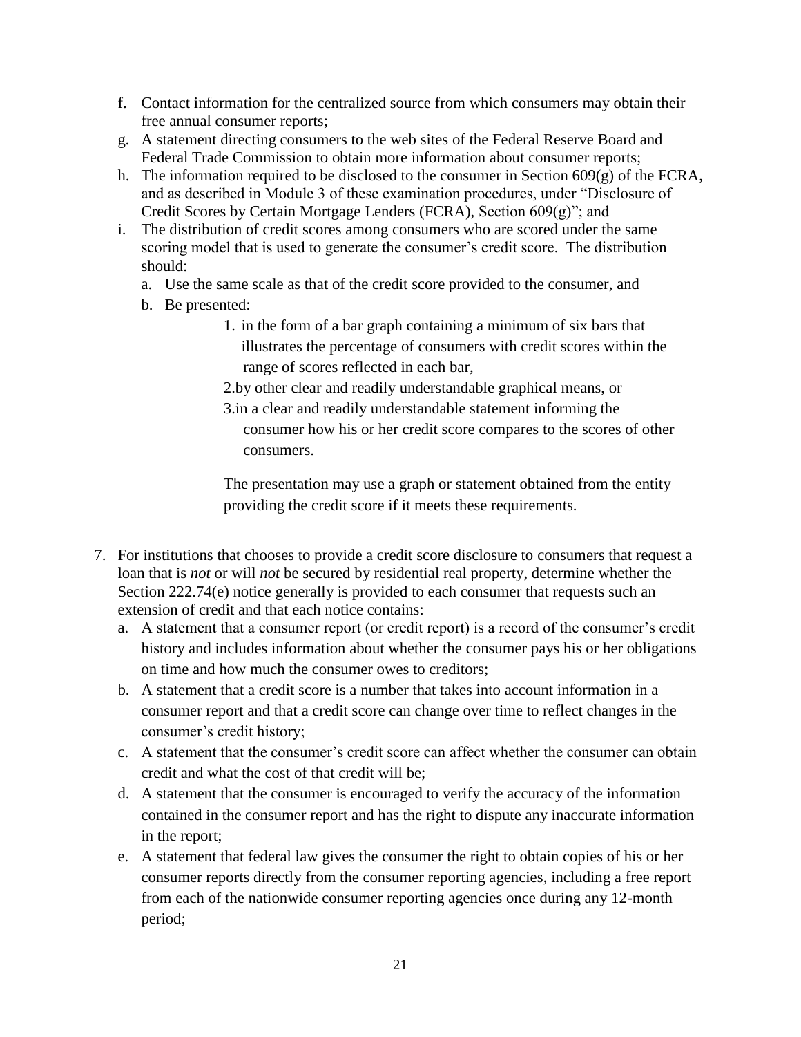f. Contact information for the centralized source from which consumers may obtain their free annual consumer reports;
g. A statement directing consumers to the web sites of the Federal Reserve Board and Federal Trade Commission to obtain more information about consumer reports;
h. The information required to be disclosed to the consumer in Section 609(g) of the FCRA, and as described in Module 3 of these examination procedures, under "Disclosure of Credit Scores by Certain Mortgage Lenders (FCRA), Section 609(g)"; and
i. The distribution of credit scores among consumers who are scored under the same scoring model that is used to generate the consumer's credit score. The distribution should:
   a. Use the same scale as that of the credit score provided to the consumer, and
   b. Be presented:
      1. in the form of a bar graph containing a minimum of six bars that illustrates the percentage of consumers with credit scores within the range of scores reflected in each bar,
      2. by other clear and readily understandable graphical means, or
      3. in a clear and readily understandable statement informing the consumer how his or her credit score compares to the scores of other consumers.

      The presentation may use a graph or statement obtained from the entity providing the credit score if it meets these requirements.

7. For institutions that chooses to provide a credit score disclosure to consumers that request a loan that is *not* or will *not* be secured by residential real property, determine whether the Section 222.74(e) notice generally is provided to each consumer that requests such an extension of credit and that each notice contains:
   a. A statement that a consumer report (or credit report) is a record of the consumer's credit history and includes information about whether the consumer pays his or her obligations on time and how much the consumer owes to creditors;
   b. A statement that a credit score is a number that takes into account information in a consumer report and that a credit score can change over time to reflect changes in the consumer's credit history;
   c. A statement that the consumer's credit score can affect whether the consumer can obtain credit and what the cost of that credit will be;
   d. A statement that the consumer is encouraged to verify the accuracy of the information contained in the consumer report and has the right to dispute any inaccurate information in the report;
   e. A statement that federal law gives the consumer the right to obtain copies of his or her consumer reports directly from the consumer reporting agencies, including a free report from each of the nationwide consumer reporting agencies once during any 12-month period;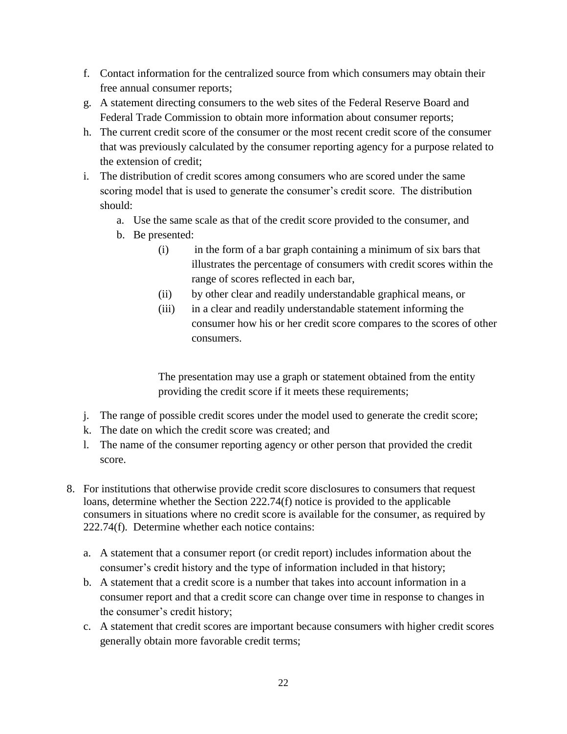f. Contact information for the centralized source from which consumers may obtain their free annual consumer reports;
g. A statement directing consumers to the web sites of the Federal Reserve Board and Federal Trade Commission to obtain more information about consumer reports;
h. The current credit score of the consumer or the most recent credit score of the consumer that was previously calculated by the consumer reporting agency for a purpose related to the extension of credit;
i. The distribution of credit scores among consumers who are scored under the same scoring model that is used to generate the consumer's credit score. The distribution should:
    a. Use the same scale as that of the credit score provided to the consumer, and
    b. Be presented:
        (i) in the form of a bar graph containing a minimum of six bars that illustrates the percentage of consumers with credit scores within the range of scores reflected in each bar,
        (ii) by other clear and readily understandable graphical means, or
        (iii) in a clear and readily understandable statement informing the consumer how his or her credit score compares to the scores of other consumers.

        The presentation may use a graph or statement obtained from the entity providing the credit score if it meets these requirements;
j. The range of possible credit scores under the model used to generate the credit score;
k. The date on which the credit score was created; and
l. The name of the consumer reporting agency or other person that provided the credit score.

8. For institutions that otherwise provide credit score disclosures to consumers that request loans, determine whether the Section 222.74(f) notice is provided to the applicable consumers in situations where no credit score is available for the consumer, as required by 222.74(f). Determine whether each notice contains:

    a. A statement that a consumer report (or credit report) includes information about the consumer's credit history and the type of information included in that history;
    b. A statement that a credit score is a number that takes into account information in a consumer report and that a credit score can change over time in response to changes in the consumer's credit history;
    c. A statement that credit scores are important because consumers with higher credit scores generally obtain more favorable credit terms;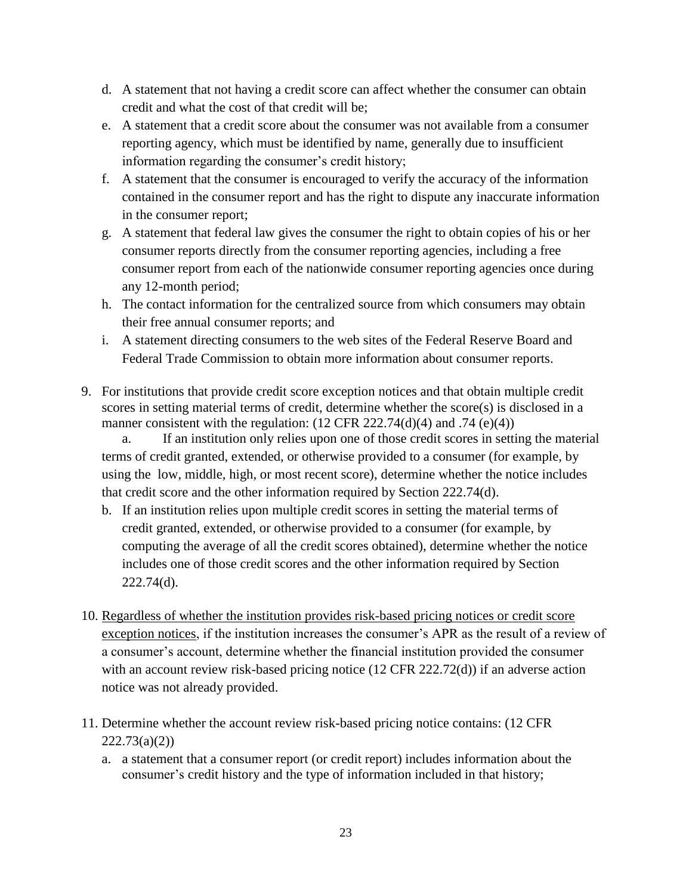d. A statement that not having a credit score can affect whether the consumer can obtain credit and what the cost of that credit will be;
   e. A statement that a credit score about the consumer was not available from a consumer reporting agency, which must be identified by name, generally due to insufficient information regarding the consumer's credit history;
   f. A statement that the consumer is encouraged to verify the accuracy of the information contained in the consumer report and has the right to dispute any inaccurate information in the consumer report;
   g. A statement that federal law gives the consumer the right to obtain copies of his or her consumer reports directly from the consumer reporting agencies, including a free consumer report from each of the nationwide consumer reporting agencies once during any 12-month period;
   h. The contact information for the centralized source from which consumers may obtain their free annual consumer reports; and
   i. A statement directing consumers to the web sites of the Federal Reserve Board and Federal Trade Commission to obtain more information about consumer reports.

9. For institutions that provide credit score exception notices and that obtain multiple credit scores in setting material terms of credit, determine whether the score(s) is disclosed in a manner consistent with the regulation: (12 CFR 222.74(d)(4) and .74 (e)(4))
   a. If an institution only relies upon one of those credit scores in setting the material terms of credit granted, extended, or otherwise provided to a consumer (for example, by using the low, middle, high, or most recent score), determine whether the notice includes that credit score and the other information required by Section 222.74(d).
   b. If an institution relies upon multiple credit scores in setting the material terms of credit granted, extended, or otherwise provided to a consumer (for example, by computing the average of all the credit scores obtained), determine whether the notice includes one of those credit scores and the other information required by Section 222.74(d).

10. <u>Regardless of whether the institution provides risk-based pricing notices or credit score exception notices</u>, if the institution increases the consumer's APR as the result of a review of a consumer's account, determine whether the financial institution provided the consumer with an account review risk-based pricing notice (12 CFR 222.72(d)) if an adverse action notice was not already provided.

11. Determine whether the account review risk-based pricing notice contains: (12 CFR 222.73(a)(2))
    a. a statement that a consumer report (or credit report) includes information about the consumer's credit history and the type of information included in that history;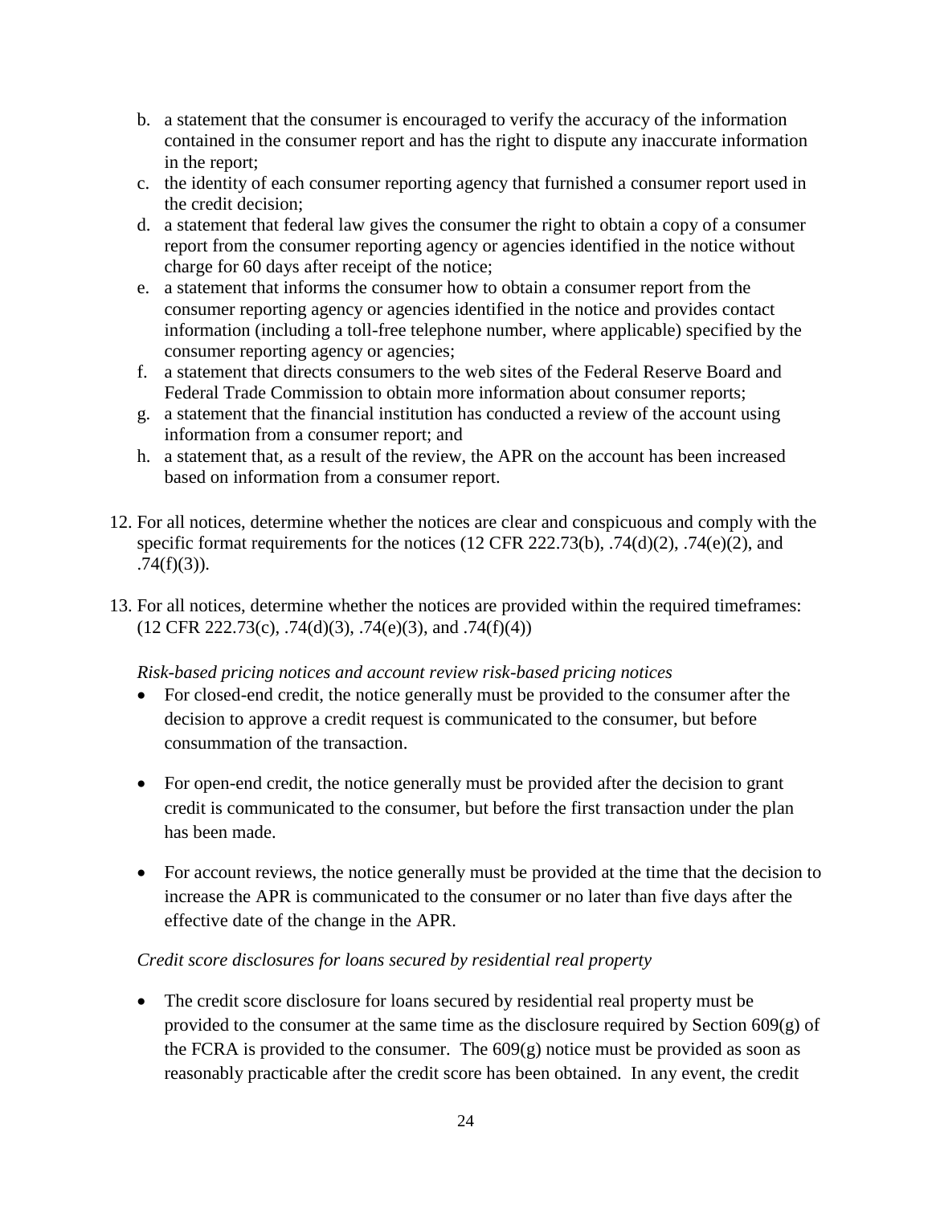b. a statement that the consumer is encouraged to verify the accuracy of the information contained in the consumer report and has the right to dispute any inaccurate information in the report;
c. the identity of each consumer reporting agency that furnished a consumer report used in the credit decision;
d. a statement that federal law gives the consumer the right to obtain a copy of a consumer report from the consumer reporting agency or agencies identified in the notice without charge for 60 days after receipt of the notice;
e. a statement that informs the consumer how to obtain a consumer report from the consumer reporting agency or agencies identified in the notice and provides contact information (including a toll-free telephone number, where applicable) specified by the consumer reporting agency or agencies;
f. a statement that directs consumers to the web sites of the Federal Reserve Board and Federal Trade Commission to obtain more information about consumer reports;
g. a statement that the financial institution has conducted a review of the account using information from a consumer report; and
h. a statement that, as a result of the review, the APR on the account has been increased based on information from a consumer report.

12. For all notices, determine whether the notices are clear and conspicuous and comply with the specific format requirements for the notices (12 CFR 222.73(b), .74(d)(2), .74(e)(2), and .74(f)(3)).

13. For all notices, determine whether the notices are provided within the required timeframes: (12 CFR 222.73(c), .74(d)(3), .74(e)(3), and .74(f)(4))

*Risk-based pricing notices and account review risk-based pricing notices*

- For closed-end credit, the notice generally must be provided to the consumer after the decision to approve a credit request is communicated to the consumer, but before consummation of the transaction.

- For open-end credit, the notice generally must be provided after the decision to grant credit is communicated to the consumer, but before the first transaction under the plan has been made.

- For account reviews, the notice generally must be provided at the time that the decision to increase the APR is communicated to the consumer or no later than five days after the effective date of the change in the APR.

*Credit score disclosures for loans secured by residential real property*

- The credit score disclosure for loans secured by residential real property must be provided to the consumer at the same time as the disclosure required by Section 609(g) of the FCRA is provided to the consumer. The 609(g) notice must be provided as soon as reasonably practicable after the credit score has been obtained. In any event, the credit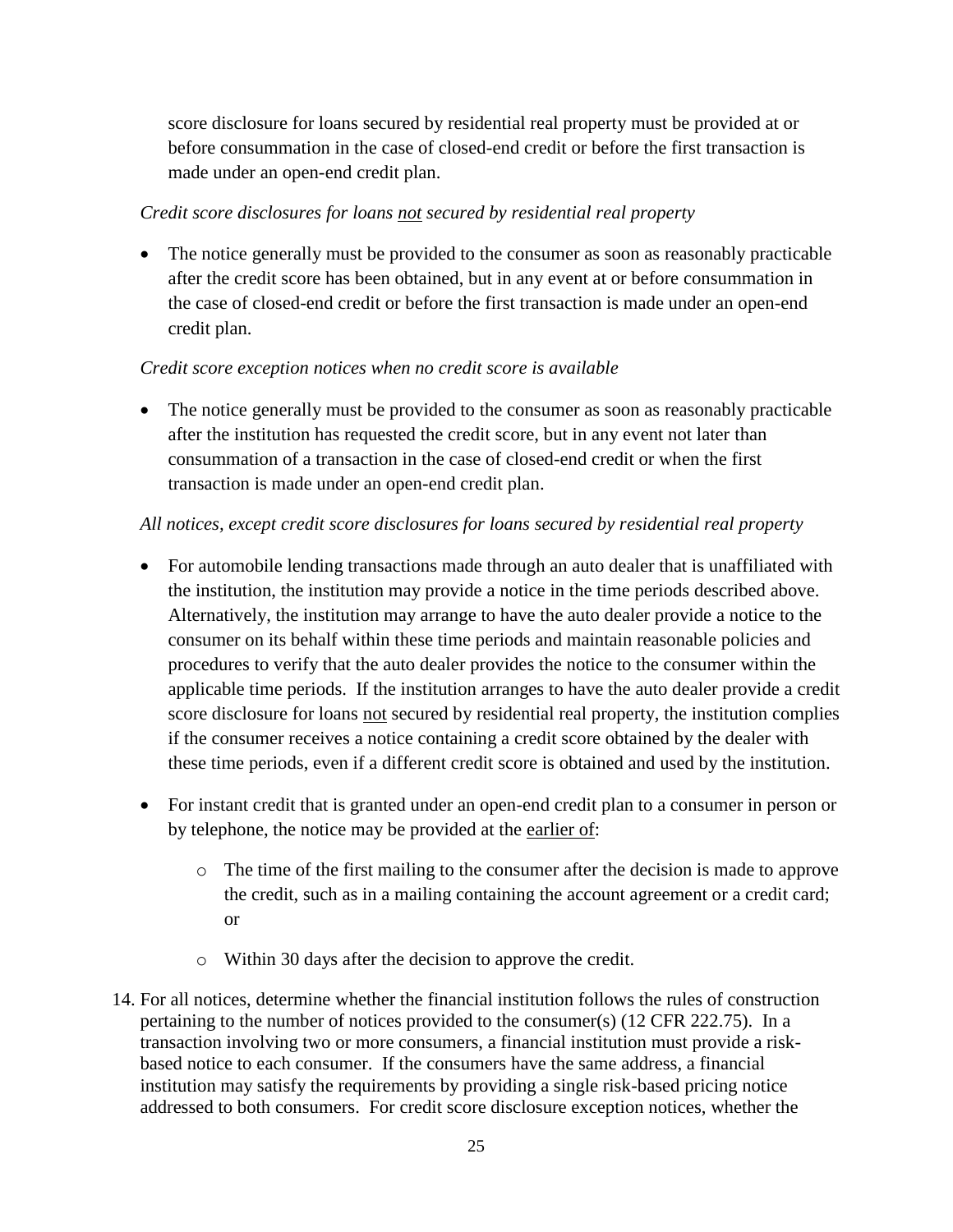score disclosure for loans secured by residential real property must be provided at or before consummation in the case of closed-end credit or before the first transaction is made under an open-end credit plan.

*Credit score disclosures for loans not secured by residential real property*

- The notice generally must be provided to the consumer as soon as reasonably practicable after the credit score has been obtained, but in any event at or before consummation in the case of closed-end credit or before the first transaction is made under an open-end credit plan.

*Credit score exception notices when no credit score is available*

- The notice generally must be provided to the consumer as soon as reasonably practicable after the institution has requested the credit score, but in any event not later than consummation of a transaction in the case of closed-end credit or when the first transaction is made under an open-end credit plan.

*All notices, except credit score disclosures for loans secured by residential real property*

- For automobile lending transactions made through an auto dealer that is unaffiliated with the institution, the institution may provide a notice in the time periods described above. Alternatively, the institution may arrange to have the auto dealer provide a notice to the consumer on its behalf within these time periods and maintain reasonable policies and procedures to verify that the auto dealer provides the notice to the consumer within the applicable time periods. If the institution arranges to have the auto dealer provide a credit score disclosure for loans not secured by residential real property, the institution complies if the consumer receives a notice containing a credit score obtained by the dealer with these time periods, even if a different credit score is obtained and used by the institution.
- For instant credit that is granted under an open-end credit plan to a consumer in person or by telephone, the notice may be provided at the earlier of:
  - The time of the first mailing to the consumer after the decision is made to approve the credit, such as in a mailing containing the account agreement or a credit card; or
  - Within 30 days after the decision to approve the credit.

14. For all notices, determine whether the financial institution follows the rules of construction pertaining to the number of notices provided to the consumer(s) (12 CFR 222.75). In a transaction involving two or more consumers, a financial institution must provide a risk-based notice to each consumer. If the consumers have the same address, a financial institution may satisfy the requirements by providing a single risk-based pricing notice addressed to both consumers. For credit score disclosure exception notices, whether the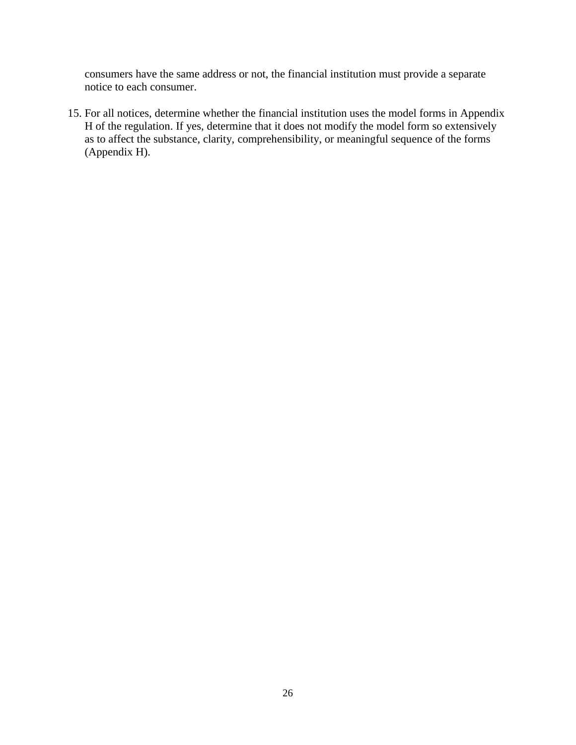consumers have the same address or not, the financial institution must provide a separate notice to each consumer.

15. For all notices, determine whether the financial institution uses the model forms in Appendix H of the regulation. If yes, determine that it does not modify the model form so extensively as to affect the substance, clarity, comprehensibility, or meaningful sequence of the forms (Appendix H).